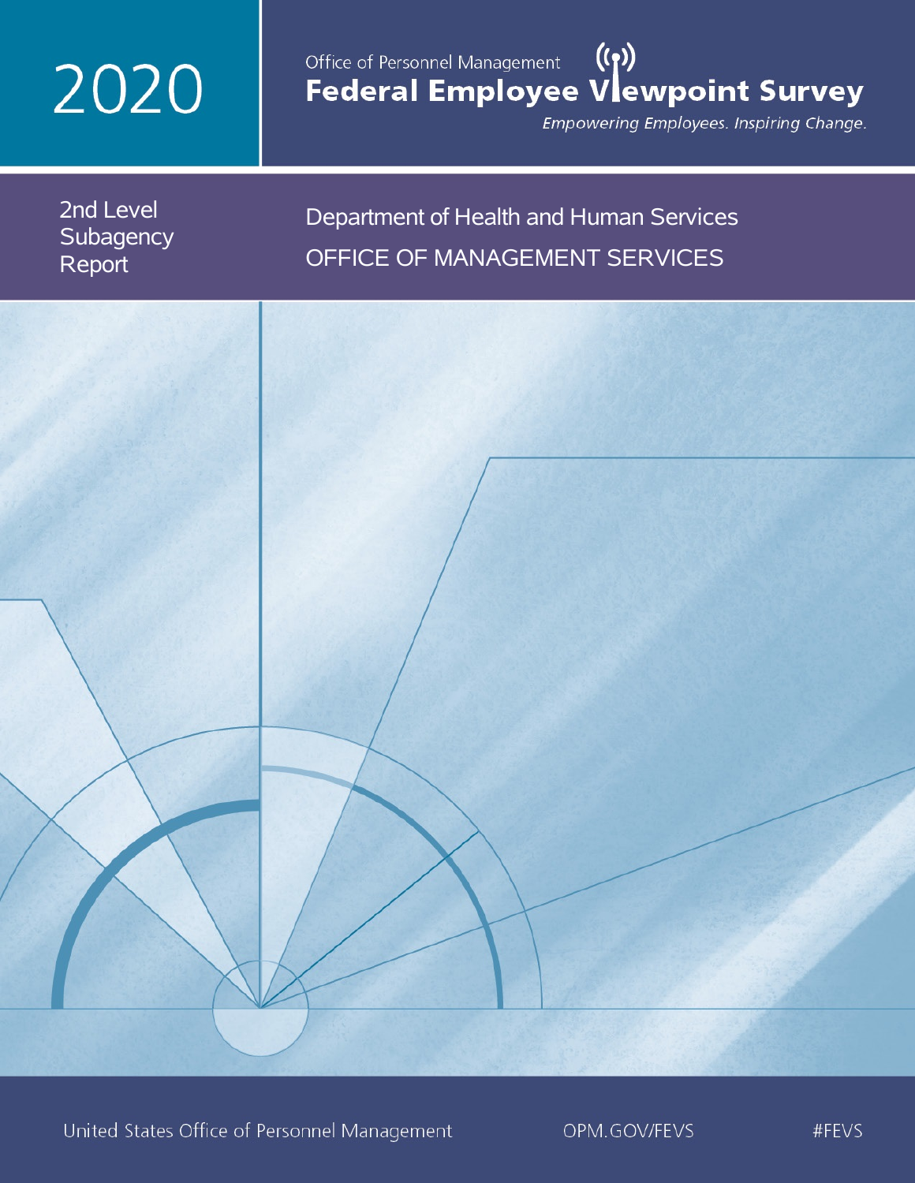# 2020

Office of Personnel Management

# Federal Employee Viewpoint Survey

*Empowering Employees. Inspiring Change.*

2nd Level Subagency Report

## Department of Health and Human Services

## OFFICE OF MANAGEMENT SERVICES

United States Office of Personnel Management

OPM.GOV/FEVS

#FEVS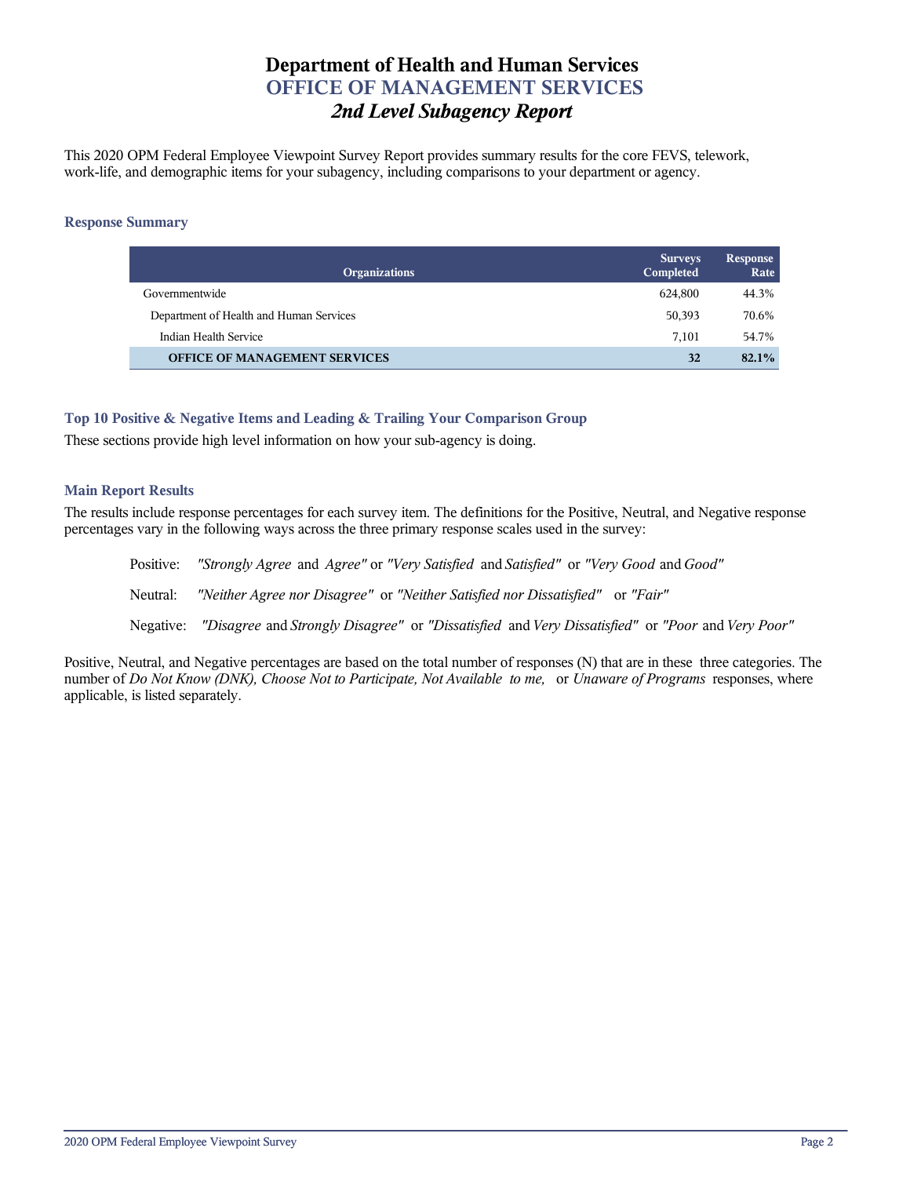# Department of Health and Human Services
## OFFICE OF MANAGEMENT SERVICES
### *2nd Level Subagency Report*

This 2020 OPM Federal Employee Viewpoint Survey Report provides summary results for the core FEVS, telework, work-life, and demographic items for your subagency, including comparisons to your department or agency.

### Response Summary

| Organizations | Surveys Completed | Response Rate |
|---|---|---|
| Governmentwide | 624,800 | 44.3% |
| Department of Health and Human Services | 50,393 | 70.6% |
| Indian Health Service | 7,101 | 54.7% |
| **OFFICE OF MANAGEMENT SERVICES** | **32** | **82.1%** |

### Top 10 Positive & Negative Items and Leading & Trailing Your Comparison Group

These sections provide high level information on how your sub-agency is doing.

### Main Report Results

The results include response percentages for each survey item. The definitions for the Positive, Neutral, and Negative response percentages vary in the following ways across the three primary response scales used in the survey:

Positive: *"Strongly Agree* and *Agree"* or *"Very Satisfied* and *Satisfied"* or *"Very Good* and *Good"*

Neutral: *"Neither Agree nor Disagree"* or *"Neither Satisfied nor Dissatisfied"* or *"Fair"*

Negative: *"Disagree* and *Strongly Disagree"* or *"Dissatisfied* and *Very Dissatisfied"* or *"Poor* and *Very Poor"*

Positive, Neutral, and Negative percentages are based on the total number of responses (N) that are in these three categories. The number of *Do Not Know (DNK), Choose Not to Participate, Not Available to me,* or *Unaware of Programs* responses, where applicable, is listed separately.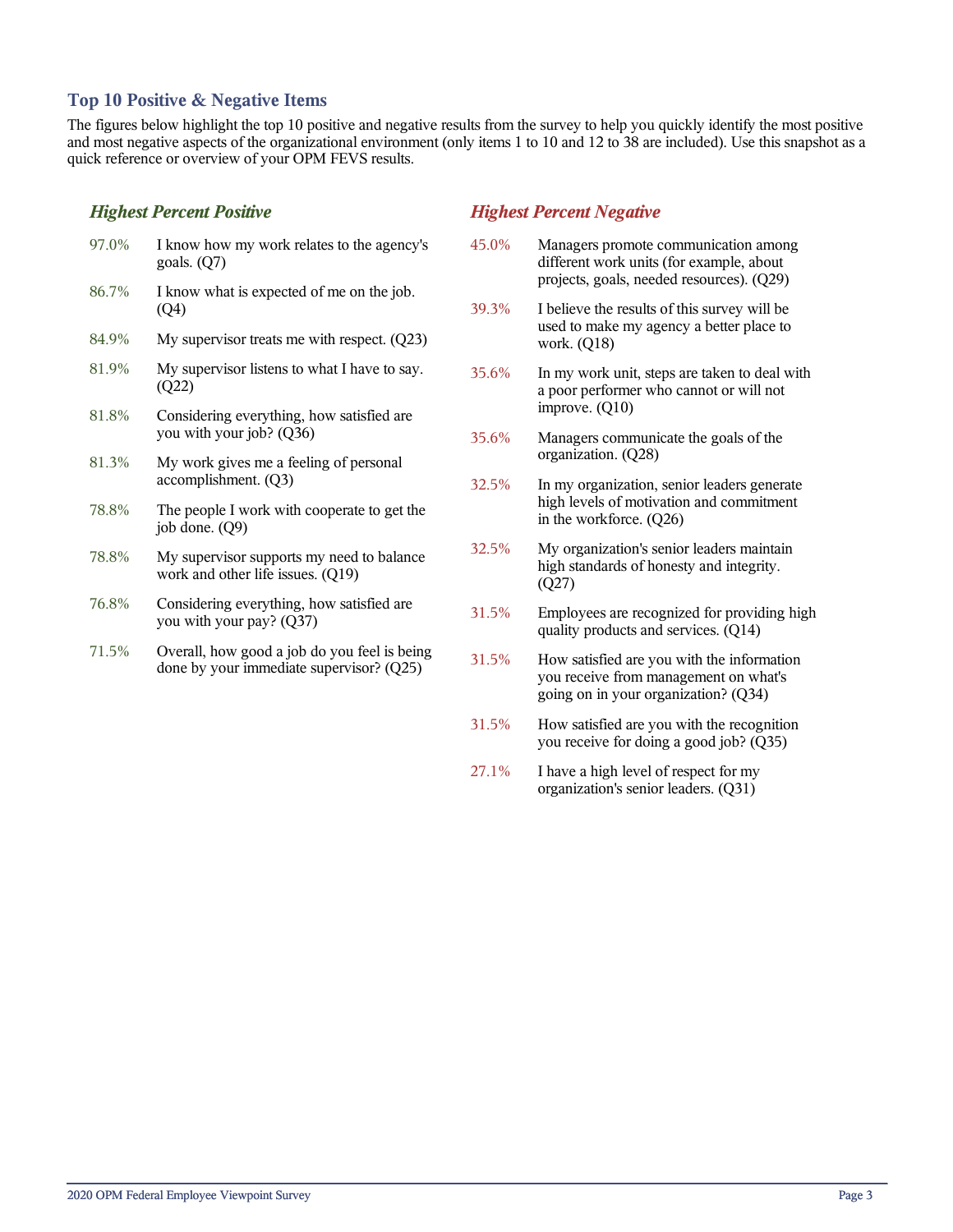## Top 10 Positive & Negative Items

The figures below highlight the top 10 positive and negative results from the survey to help you quickly identify the most positive and most negative aspects of the organizational environment (only items 1 to 10 and 12 to 38 are included). Use this snapshot as a quick reference or overview of your OPM FEVS results.

### *Highest Percent Positive*

| | |
|---|---|
| 97.0% | I know how my work relates to the agency's goals. (Q7) |
| 86.7% | I know what is expected of me on the job. (Q4) |
| 84.9% | My supervisor treats me with respect. (Q23) |
| 81.9% | My supervisor listens to what I have to say. (Q22) |
| 81.8% | Considering everything, how satisfied are you with your job? (Q36) |
| 81.3% | My work gives me a feeling of personal accomplishment. (Q3) |
| 78.8% | The people I work with cooperate to get the job done. (Q9) |
| 78.8% | My supervisor supports my need to balance work and other life issues. (Q19) |
| 76.8% | Considering everything, how satisfied are you with your pay? (Q37) |
| 71.5% | Overall, how good a job do you feel is being done by your immediate supervisor? (Q25) |

### *Highest Percent Negative*

| | |
|---|---|
| 45.0% | Managers promote communication among different work units (for example, about projects, goals, needed resources). (Q29) |
| 39.3% | I believe the results of this survey will be used to make my agency a better place to work. (Q18) |
| 35.6% | In my work unit, steps are taken to deal with a poor performer who cannot or will not improve. (Q10) |
| 35.6% | Managers communicate the goals of the organization. (Q28) |
| 32.5% | In my organization, senior leaders generate high levels of motivation and commitment in the workforce. (Q26) |
| 32.5% | My organization's senior leaders maintain high standards of honesty and integrity. (Q27) |
| 31.5% | Employees are recognized for providing high quality products and services. (Q14) |
| 31.5% | How satisfied are you with the information you receive from management on what's going on in your organization? (Q34) |
| 31.5% | How satisfied are you with the recognition you receive for doing a good job? (Q35) |
| 27.1% | I have a high level of respect for my organization's senior leaders. (Q31) |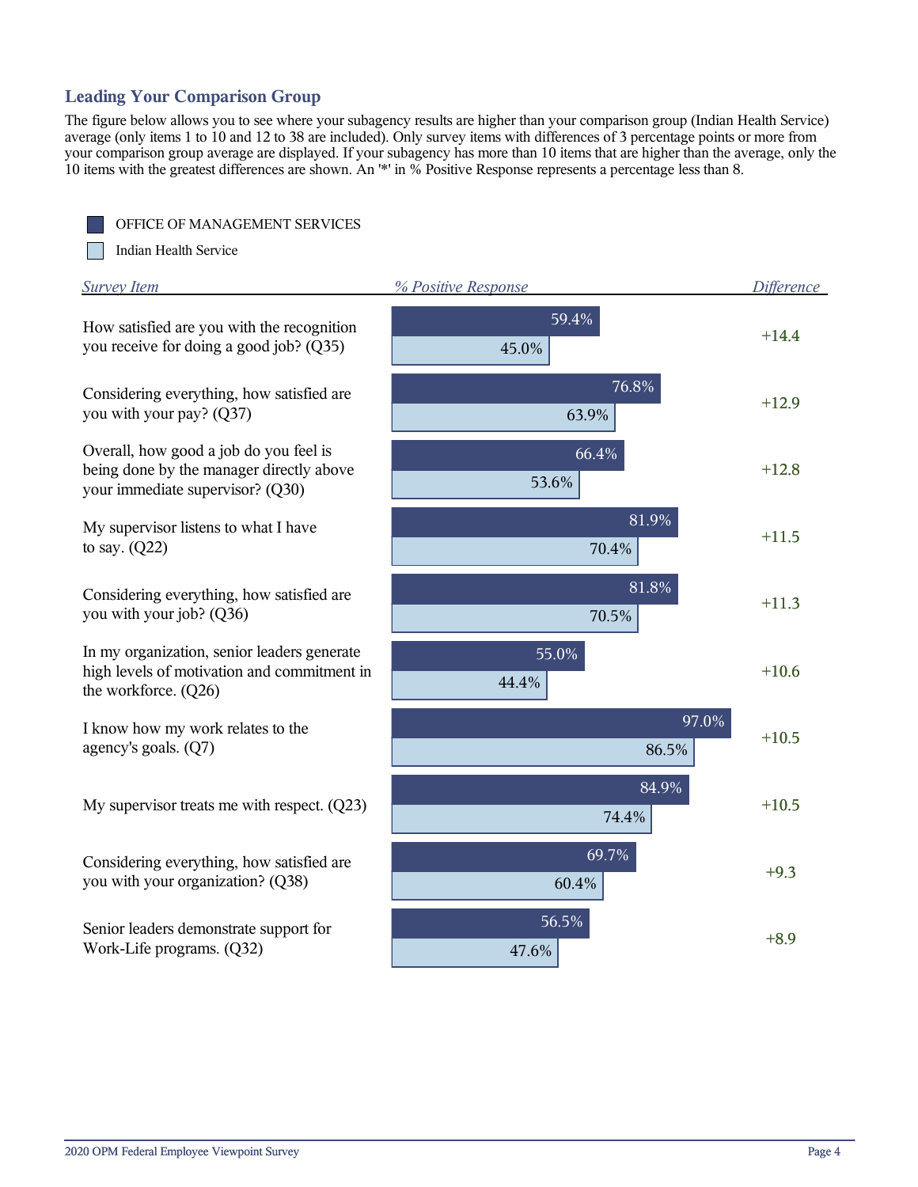## Leading Your Comparison Group

The figure below allows you to see where your subagency results are higher than your comparison group (Indian Health Service) average (only items 1 to 10 and 12 to 38 are included). Only survey items with differences of 3 percentage points or more from your comparison group average are displayed. If your subagency has more than 10 items that are higher than the average, only the 10 items with the greatest differences are shown. An '*' in % Positive Response represents a percentage less than 8.

| Survey Item | OFFICE OF MANAGEMENT SERVICES (% Positive Response) | Indian Health Service (% Positive Response) | Difference |
|---|---|---|---|
| How satisfied are you with the recognition you receive for doing a good job? (Q35) | 59.4% | 45.0% | +14.4 |
| Considering everything, how satisfied are you with your pay? (Q37) | 76.8% | 63.9% | +12.9 |
| Overall, how good a job do you feel is being done by the manager directly above your immediate supervisor? (Q30) | 66.4% | 53.6% | +12.8 |
| My supervisor listens to what I have to say. (Q22) | 81.9% | 70.4% | +11.5 |
| Considering everything, how satisfied are you with your job? (Q36) | 81.8% | 70.5% | +11.3 |
| In my organization, senior leaders generate high levels of motivation and commitment in the workforce. (Q26) | 55.0% | 44.4% | +10.6 |
| I know how my work relates to the agency's goals. (Q7) | 97.0% | 86.5% | +10.5 |
| My supervisor treats me with respect. (Q23) | 84.9% | 74.4% | +10.5 |
| Considering everything, how satisfied are you with your organization? (Q38) | 69.7% | 60.4% | +9.3 |
| Senior leaders demonstrate support for Work-Life programs. (Q32) | 56.5% | 47.6% | +8.9 |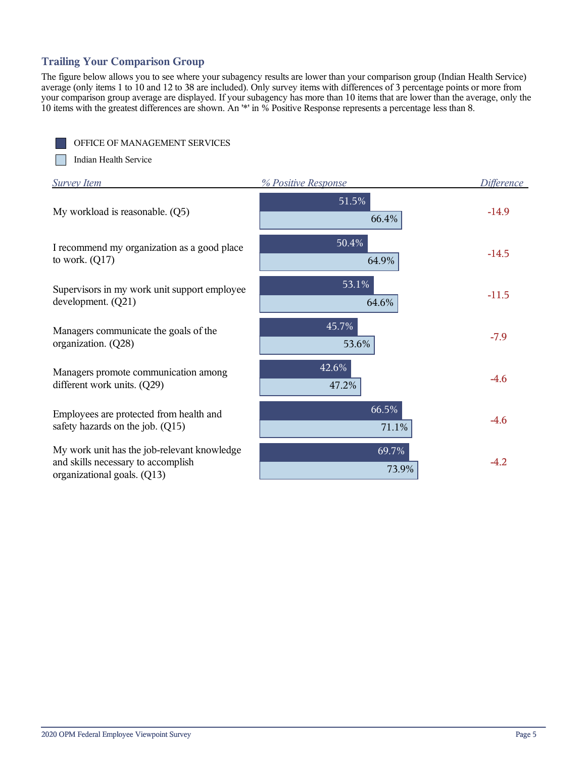## Trailing Your Comparison Group

The figure below allows you to see where your subagency results are lower than your comparison group (Indian Health Service) average (only items 1 to 10 and 12 to 38 are included). Only survey items with differences of 3 percentage points or more from your comparison group average are displayed. If your subagency has more than 10 items that are lower than the average, only the 10 items with the greatest differences are shown. An '*' in % Positive Response represents a percentage less than 8.

| Survey Item | % Positive Response: OFFICE OF MANAGEMENT SERVICES | % Positive Response: Indian Health Service | Difference |
|---|---|---|---|
| My workload is reasonable. (Q5) | 51.5% | 66.4% | -14.9 |
| I recommend my organization as a good place to work. (Q17) | 50.4% | 64.9% | -14.5 |
| Supervisors in my work unit support employee development. (Q21) | 53.1% | 64.6% | -11.5 |
| Managers communicate the goals of the organization. (Q28) | 45.7% | 53.6% | -7.9 |
| Managers promote communication among different work units. (Q29) | 42.6% | 47.2% | -4.6 |
| Employees are protected from health and safety hazards on the job. (Q15) | 66.5% | 71.1% | -4.6 |
| My work unit has the job-relevant knowledge and skills necessary to accomplish organizational goals. (Q13) | 69.7% | 73.9% | -4.2 |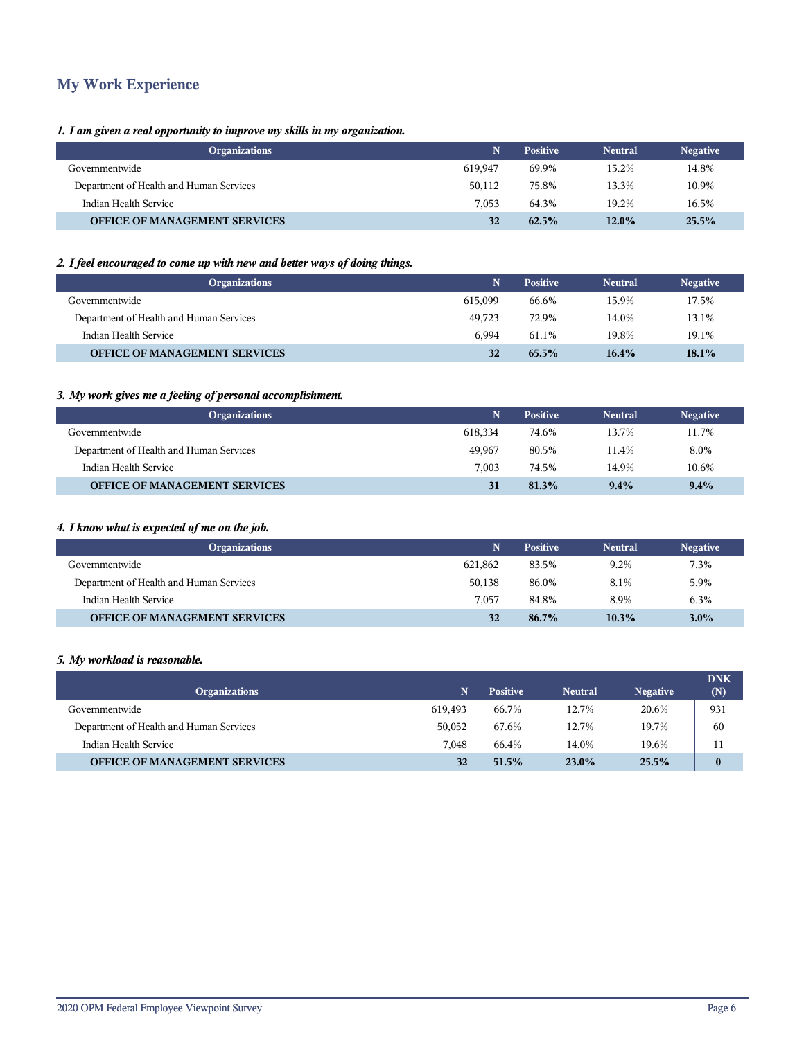## My Work Experience

*1. I am given a real opportunity to improve my skills in my organization.*

| Organizations | N | Positive | Neutral | Negative |
|---|---|---|---|---|
| Governmentwide | 619,947 | 69.9% | 15.2% | 14.8% |
| Department of Health and Human Services | 50,112 | 75.8% | 13.3% | 10.9% |
| Indian Health Service | 7,053 | 64.3% | 19.2% | 16.5% |
| **OFFICE OF MANAGEMENT SERVICES** | **32** | **62.5%** | **12.0%** | **25.5%** |

*2. I feel encouraged to come up with new and better ways of doing things.*

| Organizations | N | Positive | Neutral | Negative |
|---|---|---|---|---|
| Governmentwide | 615,099 | 66.6% | 15.9% | 17.5% |
| Department of Health and Human Services | 49,723 | 72.9% | 14.0% | 13.1% |
| Indian Health Service | 6,994 | 61.1% | 19.8% | 19.1% |
| **OFFICE OF MANAGEMENT SERVICES** | **32** | **65.5%** | **16.4%** | **18.1%** |

*3. My work gives me a feeling of personal accomplishment.*

| Organizations | N | Positive | Neutral | Negative |
|---|---|---|---|---|
| Governmentwide | 618,334 | 74.6% | 13.7% | 11.7% |
| Department of Health and Human Services | 49,967 | 80.5% | 11.4% | 8.0% |
| Indian Health Service | 7,003 | 74.5% | 14.9% | 10.6% |
| **OFFICE OF MANAGEMENT SERVICES** | **31** | **81.3%** | **9.4%** | **9.4%** |

*4. I know what is expected of me on the job.*

| Organizations | N | Positive | Neutral | Negative |
|---|---|---|---|---|
| Governmentwide | 621,862 | 83.5% | 9.2% | 7.3% |
| Department of Health and Human Services | 50,138 | 86.0% | 8.1% | 5.9% |
| Indian Health Service | 7,057 | 84.8% | 8.9% | 6.3% |
| **OFFICE OF MANAGEMENT SERVICES** | **32** | **86.7%** | **10.3%** | **3.0%** |

*5. My workload is reasonable.*

| Organizations | N | Positive | Neutral | Negative | DNK (N) |
|---|---|---|---|---|---|
| Governmentwide | 619,493 | 66.7% | 12.7% | 20.6% | 931 |
| Department of Health and Human Services | 50,052 | 67.6% | 12.7% | 19.7% | 60 |
| Indian Health Service | 7,048 | 66.4% | 14.0% | 19.6% | 11 |
| **OFFICE OF MANAGEMENT SERVICES** | **32** | **51.5%** | **23.0%** | **25.5%** | **0** |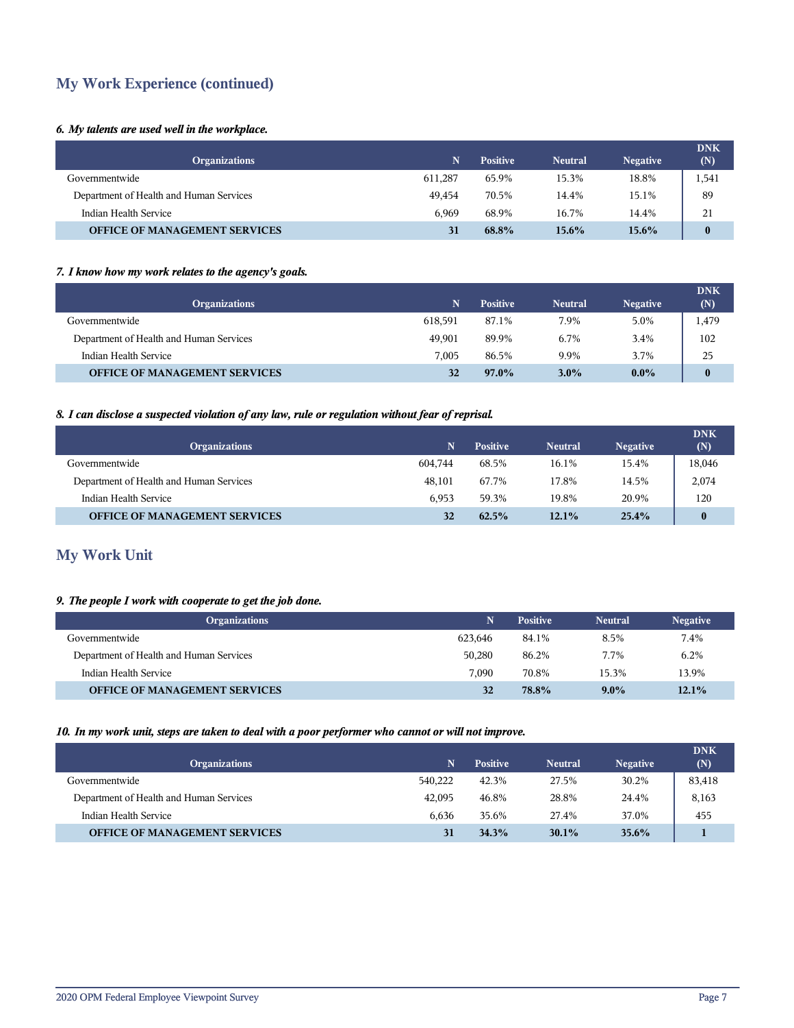## My Work Experience (continued)

***6. My talents are used well in the workplace.***

| Organizations | N | Positive | Neutral | Negative | DNK (N) |
|---|---|---|---|---|---|
| Governmentwide | 611,287 | 65.9% | 15.3% | 18.8% | 1,541 |
| Department of Health and Human Services | 49,454 | 70.5% | 14.4% | 15.1% | 89 |
| Indian Health Service | 6,969 | 68.9% | 16.7% | 14.4% | 21 |
| **OFFICE OF MANAGEMENT SERVICES** | **31** | **68.8%** | **15.6%** | **15.6%** | **0** |

***7. I know how my work relates to the agency's goals.***

| Organizations | N | Positive | Neutral | Negative | DNK (N) |
|---|---|---|---|---|---|
| Governmentwide | 618,591 | 87.1% | 7.9% | 5.0% | 1,479 |
| Department of Health and Human Services | 49,901 | 89.9% | 6.7% | 3.4% | 102 |
| Indian Health Service | 7,005 | 86.5% | 9.9% | 3.7% | 25 |
| **OFFICE OF MANAGEMENT SERVICES** | **32** | **97.0%** | **3.0%** | **0.0%** | **0** |

***8. I can disclose a suspected violation of any law, rule or regulation without fear of reprisal.***

| Organizations | N | Positive | Neutral | Negative | DNK (N) |
|---|---|---|---|---|---|
| Governmentwide | 604,744 | 68.5% | 16.1% | 15.4% | 18,046 |
| Department of Health and Human Services | 48,101 | 67.7% | 17.8% | 14.5% | 2,074 |
| Indian Health Service | 6,953 | 59.3% | 19.8% | 20.9% | 120 |
| **OFFICE OF MANAGEMENT SERVICES** | **32** | **62.5%** | **12.1%** | **25.4%** | **0** |

## My Work Unit

***9. The people I work with cooperate to get the job done.***

| Organizations | N | Positive | Neutral | Negative |
|---|---|---|---|---|
| Governmentwide | 623,646 | 84.1% | 8.5% | 7.4% |
| Department of Health and Human Services | 50,280 | 86.2% | 7.7% | 6.2% |
| Indian Health Service | 7,090 | 70.8% | 15.3% | 13.9% |
| **OFFICE OF MANAGEMENT SERVICES** | **32** | **78.8%** | **9.0%** | **12.1%** |

***10. In my work unit, steps are taken to deal with a poor performer who cannot or will not improve.***

| Organizations | N | Positive | Neutral | Negative | DNK (N) |
|---|---|---|---|---|---|
| Governmentwide | 540,222 | 42.3% | 27.5% | 30.2% | 83,418 |
| Department of Health and Human Services | 42,095 | 46.8% | 28.8% | 24.4% | 8,163 |
| Indian Health Service | 6,636 | 35.6% | 27.4% | 37.0% | 455 |
| **OFFICE OF MANAGEMENT SERVICES** | **31** | **34.3%** | **30.1%** | **35.6%** | **1** |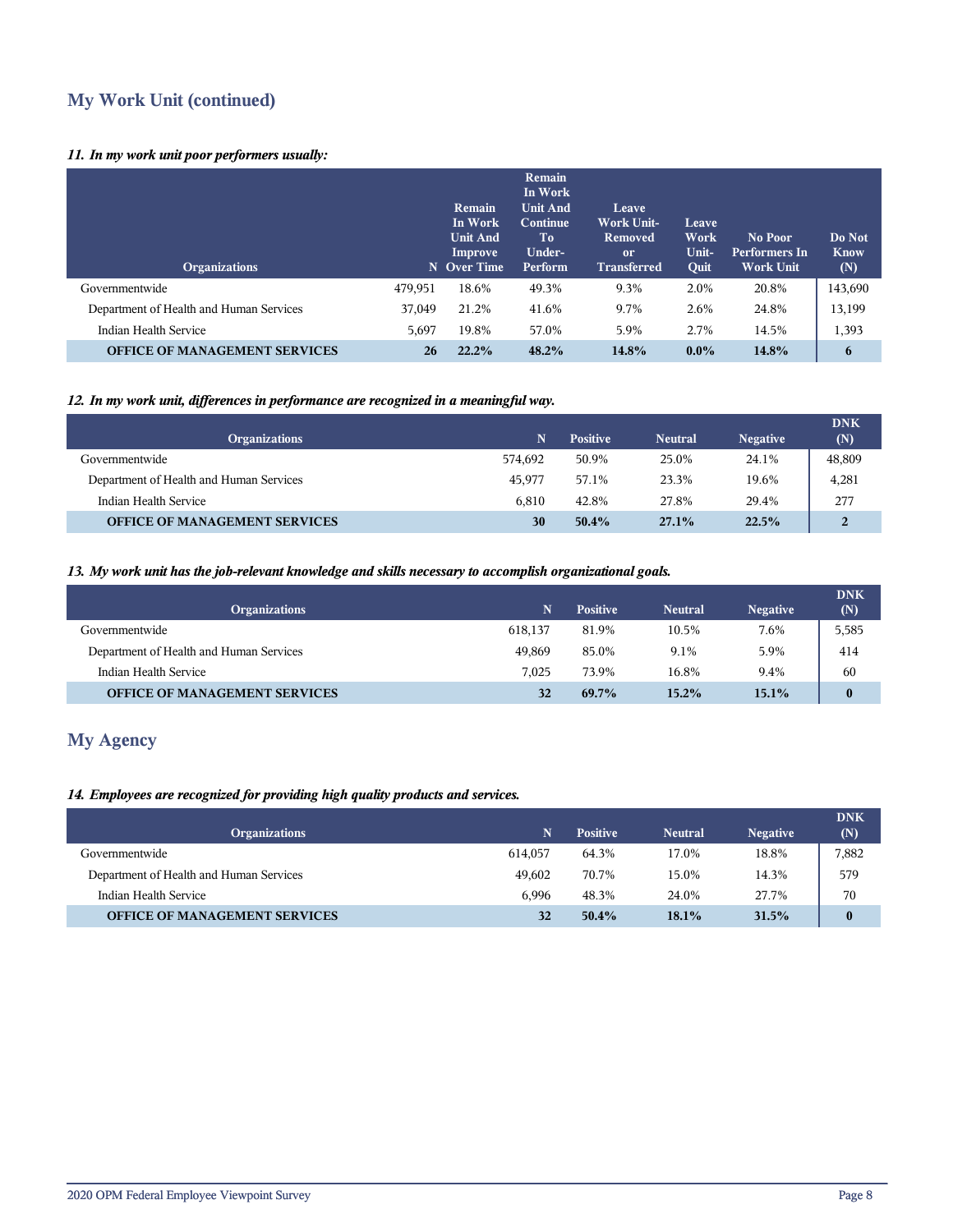## My Work Unit (continued)

*11. In my work unit poor performers usually:*

| Organizations | N | Remain In Work Unit And Improve Over Time | Remain In Work Unit And Continue To Under-Perform | Leave Work Unit-Removed or Transferred | Leave Work Unit-Quit | No Poor Performers In Work Unit | Do Not Know (N) |
|---|---|---|---|---|---|---|---|
| Governmentwide | 479,951 | 18.6% | 49.3% | 9.3% | 2.0% | 20.8% | 143,690 |
| Department of Health and Human Services | 37,049 | 21.2% | 41.6% | 9.7% | 2.6% | 24.8% | 13,199 |
| Indian Health Service | 5,697 | 19.8% | 57.0% | 5.9% | 2.7% | 14.5% | 1,393 |
| **OFFICE OF MANAGEMENT SERVICES** | **26** | **22.2%** | **48.2%** | **14.8%** | **0.0%** | **14.8%** | **6** |

*12. In my work unit, differences in performance are recognized in a meaningful way.*

| Organizations | N | Positive | Neutral | Negative | DNK (N) |
|---|---|---|---|---|---|
| Governmentwide | 574,692 | 50.9% | 25.0% | 24.1% | 48,809 |
| Department of Health and Human Services | 45,977 | 57.1% | 23.3% | 19.6% | 4,281 |
| Indian Health Service | 6,810 | 42.8% | 27.8% | 29.4% | 277 |
| **OFFICE OF MANAGEMENT SERVICES** | **30** | **50.4%** | **27.1%** | **22.5%** | **2** |

*13. My work unit has the job-relevant knowledge and skills necessary to accomplish organizational goals.*

| Organizations | N | Positive | Neutral | Negative | DNK (N) |
|---|---|---|---|---|---|
| Governmentwide | 618,137 | 81.9% | 10.5% | 7.6% | 5,585 |
| Department of Health and Human Services | 49,869 | 85.0% | 9.1% | 5.9% | 414 |
| Indian Health Service | 7,025 | 73.9% | 16.8% | 9.4% | 60 |
| **OFFICE OF MANAGEMENT SERVICES** | **32** | **69.7%** | **15.2%** | **15.1%** | **0** |

## My Agency

*14. Employees are recognized for providing high quality products and services.*

| Organizations | N | Positive | Neutral | Negative | DNK (N) |
|---|---|---|---|---|---|
| Governmentwide | 614,057 | 64.3% | 17.0% | 18.8% | 7,882 |
| Department of Health and Human Services | 49,602 | 70.7% | 15.0% | 14.3% | 579 |
| Indian Health Service | 6,996 | 48.3% | 24.0% | 27.7% | 70 |
| **OFFICE OF MANAGEMENT SERVICES** | **32** | **50.4%** | **18.1%** | **31.5%** | **0** |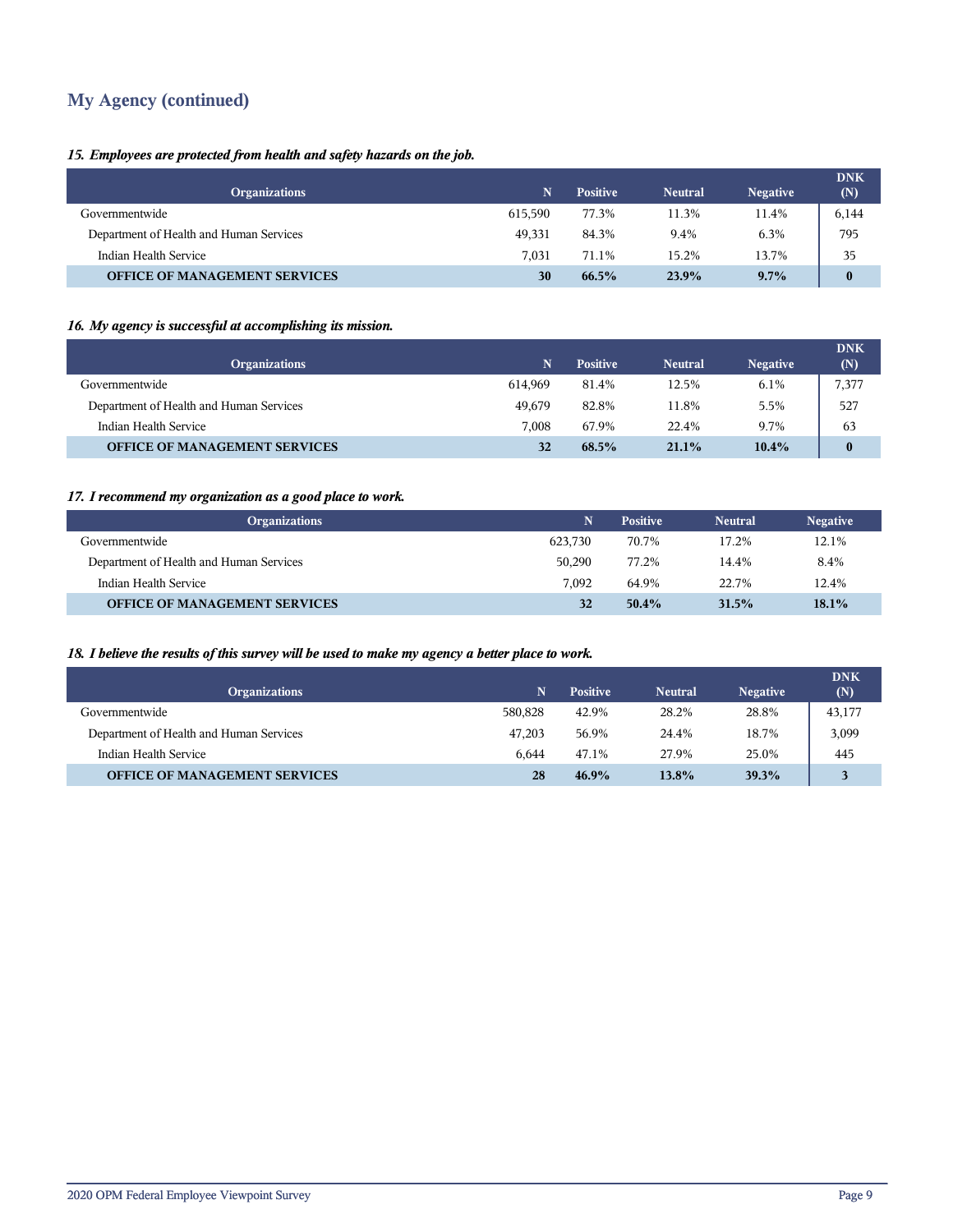## My Agency (continued)

*15. Employees are protected from health and safety hazards on the job.*

| Organizations | N | Positive | Neutral | Negative | DNK (N) |
|---|---|---|---|---|---|
| Governmentwide | 615,590 | 77.3% | 11.3% | 11.4% | 6,144 |
| Department of Health and Human Services | 49,331 | 84.3% | 9.4% | 6.3% | 795 |
| Indian Health Service | 7,031 | 71.1% | 15.2% | 13.7% | 35 |
| **OFFICE OF MANAGEMENT SERVICES** | **30** | **66.5%** | **23.9%** | **9.7%** | **0** |

*16. My agency is successful at accomplishing its mission.*

| Organizations | N | Positive | Neutral | Negative | DNK (N) |
|---|---|---|---|---|---|
| Governmentwide | 614,969 | 81.4% | 12.5% | 6.1% | 7,377 |
| Department of Health and Human Services | 49,679 | 82.8% | 11.8% | 5.5% | 527 |
| Indian Health Service | 7,008 | 67.9% | 22.4% | 9.7% | 63 |
| **OFFICE OF MANAGEMENT SERVICES** | **32** | **68.5%** | **21.1%** | **10.4%** | **0** |

*17. I recommend my organization as a good place to work.*

| Organizations | N | Positive | Neutral | Negative |
|---|---|---|---|---|
| Governmentwide | 623,730 | 70.7% | 17.2% | 12.1% |
| Department of Health and Human Services | 50,290 | 77.2% | 14.4% | 8.4% |
| Indian Health Service | 7,092 | 64.9% | 22.7% | 12.4% |
| **OFFICE OF MANAGEMENT SERVICES** | **32** | **50.4%** | **31.5%** | **18.1%** |

*18. I believe the results of this survey will be used to make my agency a better place to work.*

| Organizations | N | Positive | Neutral | Negative | DNK (N) |
|---|---|---|---|---|---|
| Governmentwide | 580,828 | 42.9% | 28.2% | 28.8% | 43,177 |
| Department of Health and Human Services | 47,203 | 56.9% | 24.4% | 18.7% | 3,099 |
| Indian Health Service | 6,644 | 47.1% | 27.9% | 25.0% | 445 |
| **OFFICE OF MANAGEMENT SERVICES** | **28** | **46.9%** | **13.8%** | **39.3%** | **3** |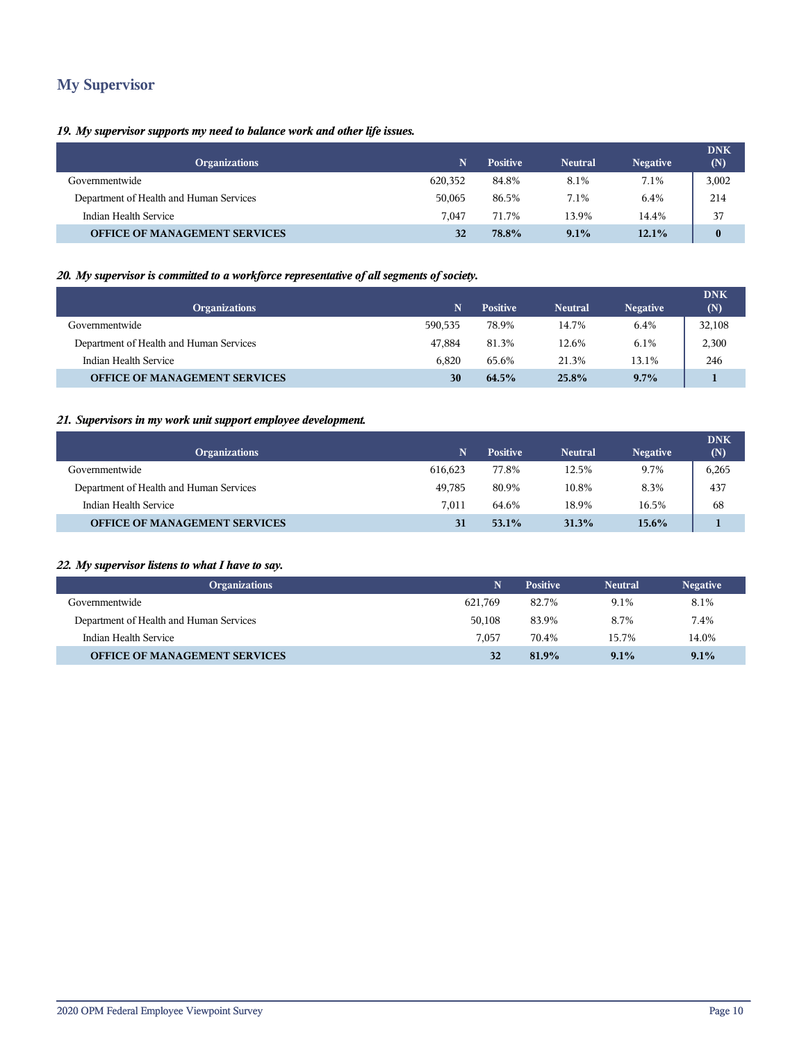## My Supervisor

*19. My supervisor supports my need to balance work and other life issues.*

| Organizations | N | Positive | Neutral | Negative | DNK (N) |
|---|---|---|---|---|---|
| Governmentwide | 620,352 | 84.8% | 8.1% | 7.1% | 3,002 |
| Department of Health and Human Services | 50,065 | 86.5% | 7.1% | 6.4% | 214 |
| Indian Health Service | 7,047 | 71.7% | 13.9% | 14.4% | 37 |
| **OFFICE OF MANAGEMENT SERVICES** | **32** | **78.8%** | **9.1%** | **12.1%** | **0** |

*20. My supervisor is committed to a workforce representative of all segments of society.*

| Organizations | N | Positive | Neutral | Negative | DNK (N) |
|---|---|---|---|---|---|
| Governmentwide | 590,535 | 78.9% | 14.7% | 6.4% | 32,108 |
| Department of Health and Human Services | 47,884 | 81.3% | 12.6% | 6.1% | 2,300 |
| Indian Health Service | 6,820 | 65.6% | 21.3% | 13.1% | 246 |
| **OFFICE OF MANAGEMENT SERVICES** | **30** | **64.5%** | **25.8%** | **9.7%** | **1** |

*21. Supervisors in my work unit support employee development.*

| Organizations | N | Positive | Neutral | Negative | DNK (N) |
|---|---|---|---|---|---|
| Governmentwide | 616,623 | 77.8% | 12.5% | 9.7% | 6,265 |
| Department of Health and Human Services | 49,785 | 80.9% | 10.8% | 8.3% | 437 |
| Indian Health Service | 7,011 | 64.6% | 18.9% | 16.5% | 68 |
| **OFFICE OF MANAGEMENT SERVICES** | **31** | **53.1%** | **31.3%** | **15.6%** | **1** |

*22. My supervisor listens to what I have to say.*

| Organizations | N | Positive | Neutral | Negative |
|---|---|---|---|---|
| Governmentwide | 621,769 | 82.7% | 9.1% | 8.1% |
| Department of Health and Human Services | 50,108 | 83.9% | 8.7% | 7.4% |
| Indian Health Service | 7,057 | 70.4% | 15.7% | 14.0% |
| **OFFICE OF MANAGEMENT SERVICES** | **32** | **81.9%** | **9.1%** | **9.1%** |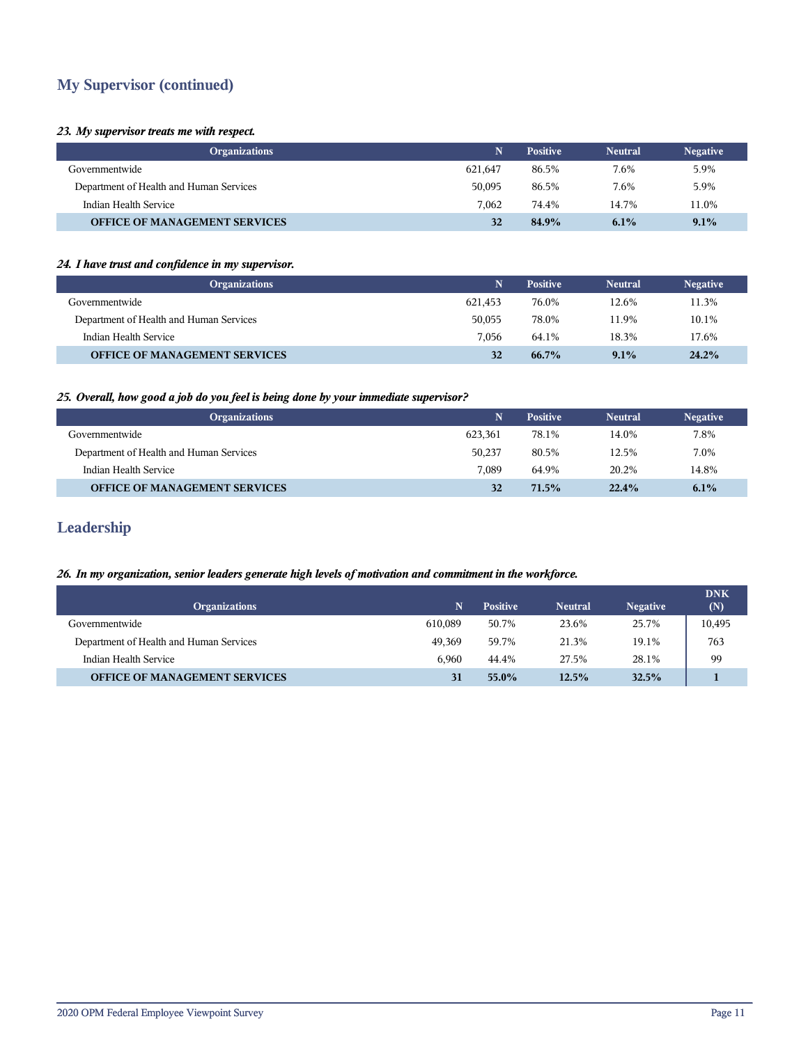## My Supervisor (continued)

***23. My supervisor treats me with respect.***

| Organizations | N | Positive | Neutral | Negative |
|---|---|---|---|---|
| Governmentwide | 621,647 | 86.5% | 7.6% | 5.9% |
| Department of Health and Human Services | 50,095 | 86.5% | 7.6% | 5.9% |
| Indian Health Service | 7,062 | 74.4% | 14.7% | 11.0% |
| **OFFICE OF MANAGEMENT SERVICES** | **32** | **84.9%** | **6.1%** | **9.1%** |

***24. I have trust and confidence in my supervisor.***

| Organizations | N | Positive | Neutral | Negative |
|---|---|---|---|---|
| Governmentwide | 621,453 | 76.0% | 12.6% | 11.3% |
| Department of Health and Human Services | 50,055 | 78.0% | 11.9% | 10.1% |
| Indian Health Service | 7,056 | 64.1% | 18.3% | 17.6% |
| **OFFICE OF MANAGEMENT SERVICES** | **32** | **66.7%** | **9.1%** | **24.2%** |

***25. Overall, how good a job do you feel is being done by your immediate supervisor?***

| Organizations | N | Positive | Neutral | Negative |
|---|---|---|---|---|
| Governmentwide | 623,361 | 78.1% | 14.0% | 7.8% |
| Department of Health and Human Services | 50,237 | 80.5% | 12.5% | 7.0% |
| Indian Health Service | 7,089 | 64.9% | 20.2% | 14.8% |
| **OFFICE OF MANAGEMENT SERVICES** | **32** | **71.5%** | **22.4%** | **6.1%** |

## Leadership

***26. In my organization, senior leaders generate high levels of motivation and commitment in the workforce.***

| Organizations | N | Positive | Neutral | Negative | DNK (N) |
|---|---|---|---|---|---|
| Governmentwide | 610,089 | 50.7% | 23.6% | 25.7% | 10,495 |
| Department of Health and Human Services | 49,369 | 59.7% | 21.3% | 19.1% | 763 |
| Indian Health Service | 6,960 | 44.4% | 27.5% | 28.1% | 99 |
| **OFFICE OF MANAGEMENT SERVICES** | **31** | **55.0%** | **12.5%** | **32.5%** | **1** |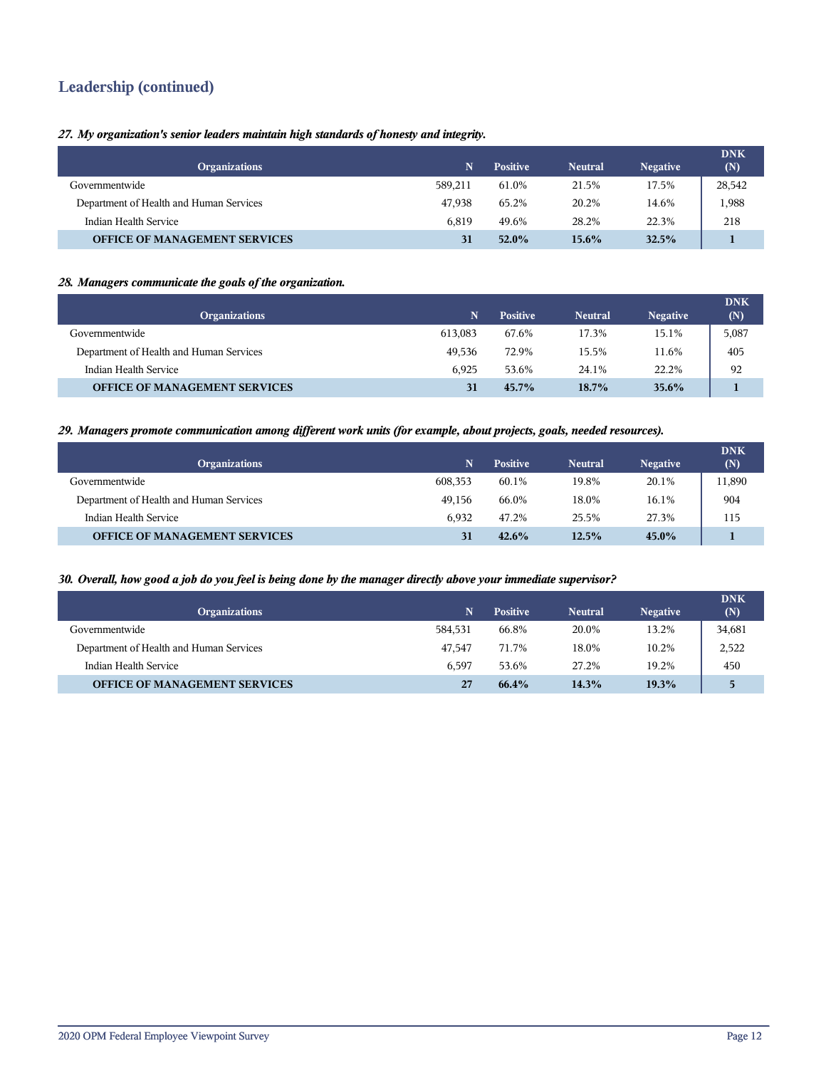## Leadership (continued)

***27. My organization's senior leaders maintain high standards of honesty and integrity.***

| Organizations | N | Positive | Neutral | Negative | DNK (N) |
|---|---|---|---|---|---|
| Governmentwide | 589,211 | 61.0% | 21.5% | 17.5% | 28,542 |
| Department of Health and Human Services | 47,938 | 65.2% | 20.2% | 14.6% | 1,988 |
| Indian Health Service | 6,819 | 49.6% | 28.2% | 22.3% | 218 |
| **OFFICE OF MANAGEMENT SERVICES** | **31** | **52.0%** | **15.6%** | **32.5%** | **1** |

***28. Managers communicate the goals of the organization.***

| Organizations | N | Positive | Neutral | Negative | DNK (N) |
|---|---|---|---|---|---|
| Governmentwide | 613,083 | 67.6% | 17.3% | 15.1% | 5,087 |
| Department of Health and Human Services | 49,536 | 72.9% | 15.5% | 11.6% | 405 |
| Indian Health Service | 6,925 | 53.6% | 24.1% | 22.2% | 92 |
| **OFFICE OF MANAGEMENT SERVICES** | **31** | **45.7%** | **18.7%** | **35.6%** | **1** |

***29. Managers promote communication among different work units (for example, about projects, goals, needed resources).***

| Organizations | N | Positive | Neutral | Negative | DNK (N) |
|---|---|---|---|---|---|
| Governmentwide | 608,353 | 60.1% | 19.8% | 20.1% | 11,890 |
| Department of Health and Human Services | 49,156 | 66.0% | 18.0% | 16.1% | 904 |
| Indian Health Service | 6,932 | 47.2% | 25.5% | 27.3% | 115 |
| **OFFICE OF MANAGEMENT SERVICES** | **31** | **42.6%** | **12.5%** | **45.0%** | **1** |

***30. Overall, how good a job do you feel is being done by the manager directly above your immediate supervisor?***

| Organizations | N | Positive | Neutral | Negative | DNK (N) |
|---|---|---|---|---|---|
| Governmentwide | 584,531 | 66.8% | 20.0% | 13.2% | 34,681 |
| Department of Health and Human Services | 47,547 | 71.7% | 18.0% | 10.2% | 2,522 |
| Indian Health Service | 6,597 | 53.6% | 27.2% | 19.2% | 450 |
| **OFFICE OF MANAGEMENT SERVICES** | **27** | **66.4%** | **14.3%** | **19.3%** | **5** |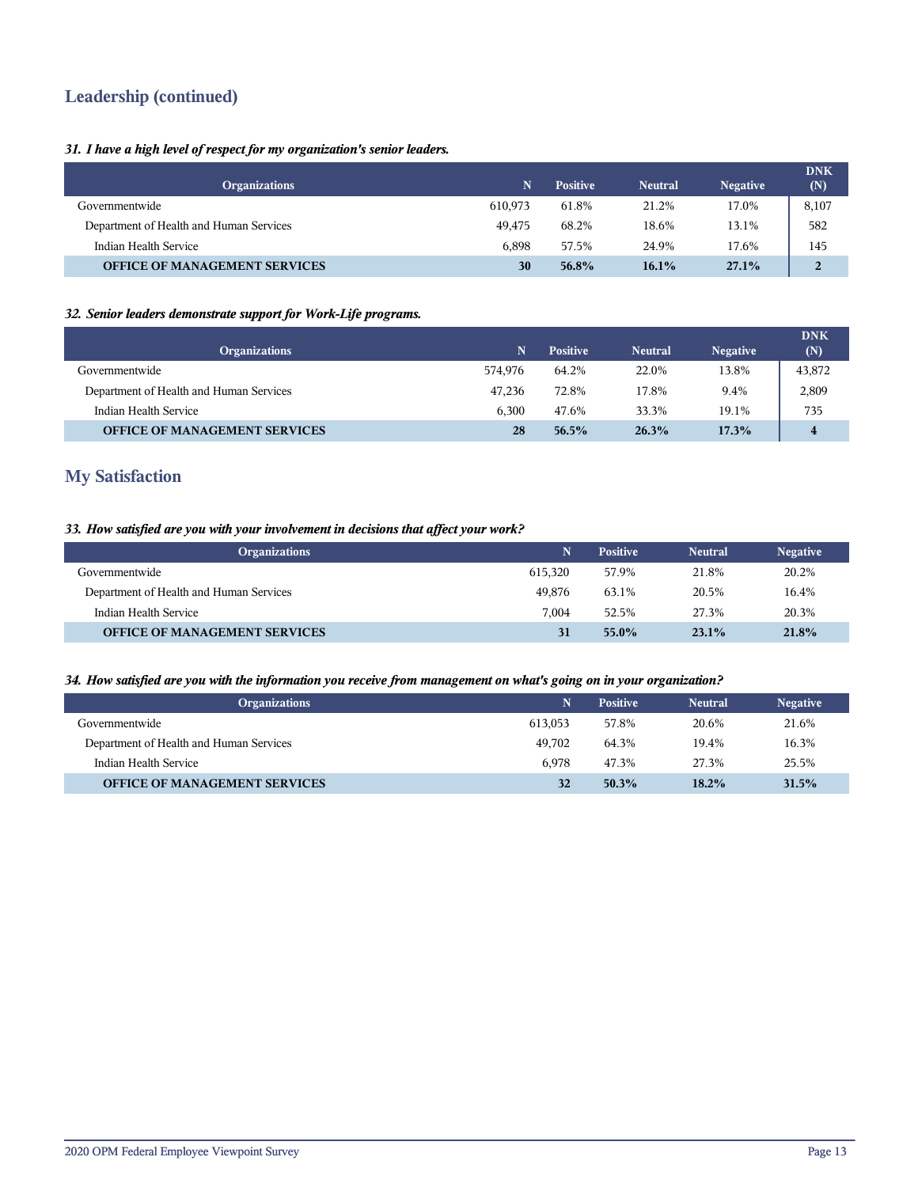## Leadership (continued)

*31. I have a high level of respect for my organization's senior leaders.*

| Organizations | N | Positive | Neutral | Negative | DNK (N) |
|---|---|---|---|---|---|
| Governmentwide | 610,973 | 61.8% | 21.2% | 17.0% | 8,107 |
| Department of Health and Human Services | 49,475 | 68.2% | 18.6% | 13.1% | 582 |
| Indian Health Service | 6,898 | 57.5% | 24.9% | 17.6% | 145 |
| **OFFICE OF MANAGEMENT SERVICES** | **30** | **56.8%** | **16.1%** | **27.1%** | **2** |

*32. Senior leaders demonstrate support for Work-Life programs.*

| Organizations | N | Positive | Neutral | Negative | DNK (N) |
|---|---|---|---|---|---|
| Governmentwide | 574,976 | 64.2% | 22.0% | 13.8% | 43,872 |
| Department of Health and Human Services | 47,236 | 72.8% | 17.8% | 9.4% | 2,809 |
| Indian Health Service | 6,300 | 47.6% | 33.3% | 19.1% | 735 |
| **OFFICE OF MANAGEMENT SERVICES** | **28** | **56.5%** | **26.3%** | **17.3%** | **4** |

## My Satisfaction

*33. How satisfied are you with your involvement in decisions that affect your work?*

| Organizations | N | Positive | Neutral | Negative |
|---|---|---|---|---|
| Governmentwide | 615,320 | 57.9% | 21.8% | 20.2% |
| Department of Health and Human Services | 49,876 | 63.1% | 20.5% | 16.4% |
| Indian Health Service | 7,004 | 52.5% | 27.3% | 20.3% |
| **OFFICE OF MANAGEMENT SERVICES** | **31** | **55.0%** | **23.1%** | **21.8%** |

*34. How satisfied are you with the information you receive from management on what's going on in your organization?*

| Organizations | N | Positive | Neutral | Negative |
|---|---|---|---|---|
| Governmentwide | 613,053 | 57.8% | 20.6% | 21.6% |
| Department of Health and Human Services | 49,702 | 64.3% | 19.4% | 16.3% |
| Indian Health Service | 6,978 | 47.3% | 27.3% | 25.5% |
| **OFFICE OF MANAGEMENT SERVICES** | **32** | **50.3%** | **18.2%** | **31.5%** |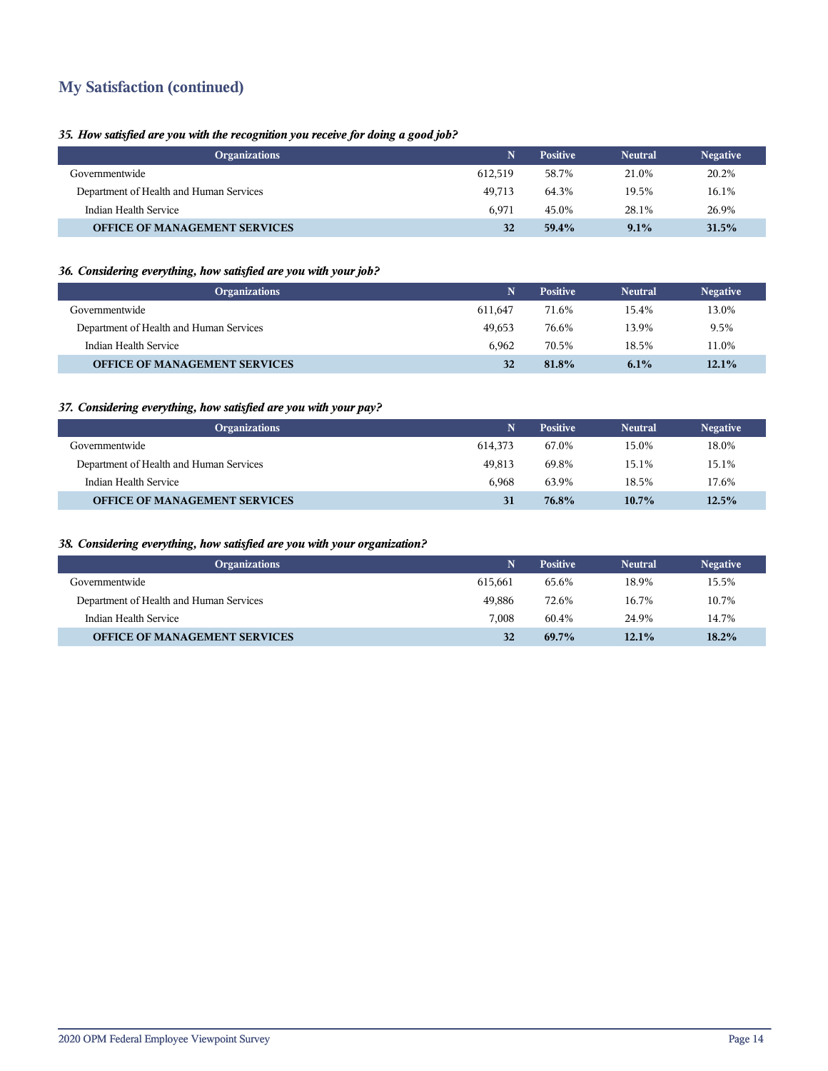## My Satisfaction (continued)

***35. How satisfied are you with the recognition you receive for doing a good job?***

| Organizations | N | Positive | Neutral | Negative |
|---|---|---|---|---|
| Governmentwide | 612,519 | 58.7% | 21.0% | 20.2% |
| Department of Health and Human Services | 49,713 | 64.3% | 19.5% | 16.1% |
| Indian Health Service | 6,971 | 45.0% | 28.1% | 26.9% |
| **OFFICE OF MANAGEMENT SERVICES** | **32** | **59.4%** | **9.1%** | **31.5%** |

***36. Considering everything, how satisfied are you with your job?***

| Organizations | N | Positive | Neutral | Negative |
|---|---|---|---|---|
| Governmentwide | 611,647 | 71.6% | 15.4% | 13.0% |
| Department of Health and Human Services | 49,653 | 76.6% | 13.9% | 9.5% |
| Indian Health Service | 6,962 | 70.5% | 18.5% | 11.0% |
| **OFFICE OF MANAGEMENT SERVICES** | **32** | **81.8%** | **6.1%** | **12.1%** |

***37. Considering everything, how satisfied are you with your pay?***

| Organizations | N | Positive | Neutral | Negative |
|---|---|---|---|---|
| Governmentwide | 614,373 | 67.0% | 15.0% | 18.0% |
| Department of Health and Human Services | 49,813 | 69.8% | 15.1% | 15.1% |
| Indian Health Service | 6,968 | 63.9% | 18.5% | 17.6% |
| **OFFICE OF MANAGEMENT SERVICES** | **31** | **76.8%** | **10.7%** | **12.5%** |

***38. Considering everything, how satisfied are you with your organization?***

| Organizations | N | Positive | Neutral | Negative |
|---|---|---|---|---|
| Governmentwide | 615,661 | 65.6% | 18.9% | 15.5% |
| Department of Health and Human Services | 49,886 | 72.6% | 16.7% | 10.7% |
| Indian Health Service | 7,008 | 60.4% | 24.9% | 14.7% |
| **OFFICE OF MANAGEMENT SERVICES** | **32** | **69.7%** | **12.1%** | **18.2%** |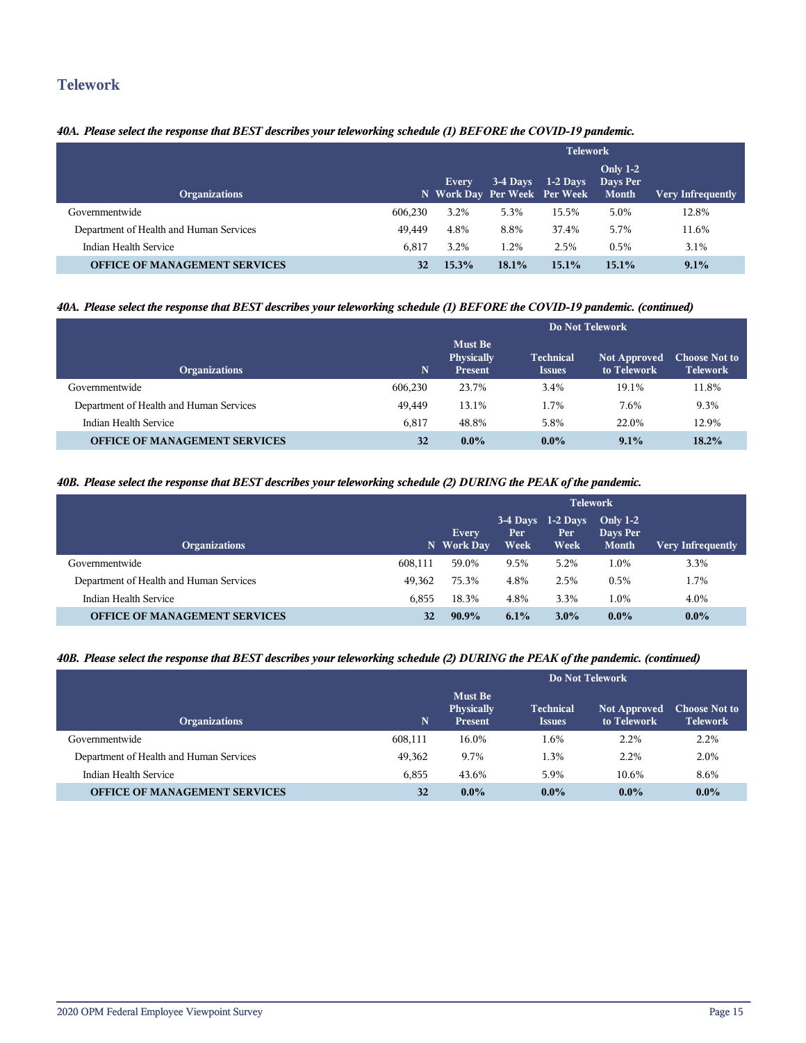## Telework

***40A. Please select the response that BEST describes your teleworking schedule (1) BEFORE the COVID-19 pandemic.***

| Organizations | N | Telework | | | | |
|---|---|---|---|---|---|---|
| | | Every Work Day | 3-4 Days Per Week | 1-2 Days Per Week | Only 1-2 Days Per Month | Very Infrequently |
| Governmentwide | 606,230 | 3.2% | 5.3% | 15.5% | 5.0% | 12.8% |
| Department of Health and Human Services | 49,449 | 4.8% | 8.8% | 37.4% | 5.7% | 11.6% |
| Indian Health Service | 6,817 | 3.2% | 1.2% | 2.5% | 0.5% | 3.1% |
| **OFFICE OF MANAGEMENT SERVICES** | **32** | **15.3%** | **18.1%** | **15.1%** | **15.1%** | **9.1%** |

***40A. Please select the response that BEST describes your teleworking schedule (1) BEFORE the COVID-19 pandemic. (continued)***

| Organizations | N | Do Not Telework | | | |
|---|---|---|---|---|---|
| | | Must Be Physically Present | Technical Issues | Not Approved to Telework | Choose Not to Telework |
| Governmentwide | 606,230 | 23.7% | 3.4% | 19.1% | 11.8% |
| Department of Health and Human Services | 49,449 | 13.1% | 1.7% | 7.6% | 9.3% |
| Indian Health Service | 6,817 | 48.8% | 5.8% | 22.0% | 12.9% |
| **OFFICE OF MANAGEMENT SERVICES** | **32** | **0.0%** | **0.0%** | **9.1%** | **18.2%** |

***40B. Please select the response that BEST describes your teleworking schedule (2) DURING the PEAK of the pandemic.***

| Organizations | N | Telework | | | | |
|---|---|---|---|---|---|---|
| | | Every Work Day | 3-4 Days Per Week | 1-2 Days Per Week | Only 1-2 Days Per Month | Very Infrequently |
| Governmentwide | 608,111 | 59.0% | 9.5% | 5.2% | 1.0% | 3.3% |
| Department of Health and Human Services | 49,362 | 75.3% | 4.8% | 2.5% | 0.5% | 1.7% |
| Indian Health Service | 6,855 | 18.3% | 4.8% | 3.3% | 1.0% | 4.0% |
| **OFFICE OF MANAGEMENT SERVICES** | **32** | **90.9%** | **6.1%** | **3.0%** | **0.0%** | **0.0%** |

***40B. Please select the response that BEST describes your teleworking schedule (2) DURING the PEAK of the pandemic. (continued)***

| Organizations | N | Do Not Telework | | | |
|---|---|---|---|---|---|
| | | Must Be Physically Present | Technical Issues | Not Approved to Telework | Choose Not to Telework |
| Governmentwide | 608,111 | 16.0% | 1.6% | 2.2% | 2.2% |
| Department of Health and Human Services | 49,362 | 9.7% | 1.3% | 2.2% | 2.0% |
| Indian Health Service | 6,855 | 43.6% | 5.9% | 10.6% | 8.6% |
| **OFFICE OF MANAGEMENT SERVICES** | **32** | **0.0%** | **0.0%** | **0.0%** | **0.0%** |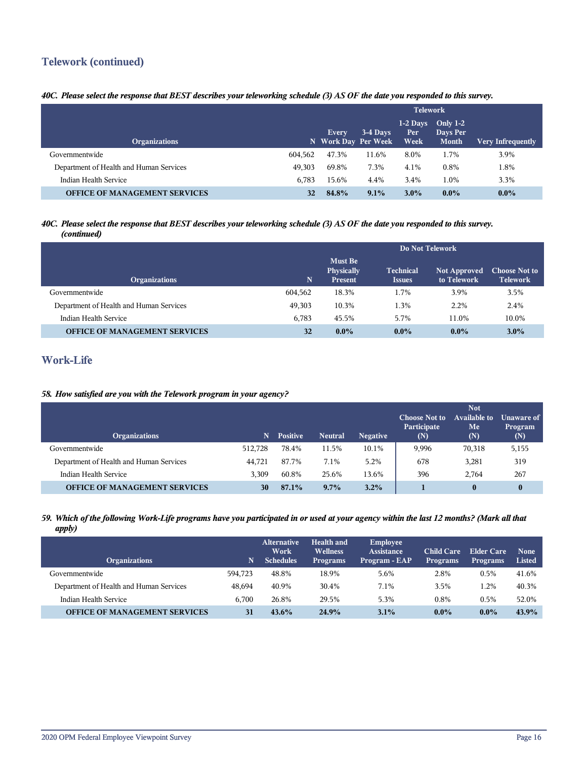## Telework (continued)

*40C. Please select the response that BEST describes your teleworking schedule (3) AS OF the date you responded to this survey.*

| | | Telework | | | | |
|---|---|---|---|---|---|---|
| **Organizations** | **N** | **Every Work Day** | **3-4 Days Per Week** | **1-2 Days Per Week** | **Only 1-2 Days Per Month** | **Very Infrequently** |
| Governmentwide | 604,562 | 47.3% | 11.6% | 8.0% | 1.7% | 3.9% |
| Department of Health and Human Services | 49,303 | 69.8% | 7.3% | 4.1% | 0.8% | 1.8% |
| Indian Health Service | 6,783 | 15.6% | 4.4% | 3.4% | 1.0% | 3.3% |
| **OFFICE OF MANAGEMENT SERVICES** | **32** | **84.8%** | **9.1%** | **3.0%** | **0.0%** | **0.0%** |

*40C. Please select the response that BEST describes your teleworking schedule (3) AS OF the date you responded to this survey. (continued)*

| | | Do Not Telework | | | |
|---|---|---|---|---|---|
| **Organizations** | **N** | **Must Be Physically Present** | **Technical Issues** | **Not Approved to Telework** | **Choose Not to Telework** |
| Governmentwide | 604,562 | 18.3% | 1.7% | 3.9% | 3.5% |
| Department of Health and Human Services | 49,303 | 10.3% | 1.3% | 2.2% | 2.4% |
| Indian Health Service | 6,783 | 45.5% | 5.7% | 11.0% | 10.0% |
| **OFFICE OF MANAGEMENT SERVICES** | **32** | **0.0%** | **0.0%** | **0.0%** | **3.0%** |

## Work-Life

*58. How satisfied are you with the Telework program in your agency?*

| Organizations | N | Positive | Neutral | Negative | Choose Not to Participate (N) | Not Available to Me (N) | Unaware of Program (N) |
|---|---|---|---|---|---|---|---|
| Governmentwide | 512,728 | 78.4% | 11.5% | 10.1% | 9,996 | 70,318 | 5,155 |
| Department of Health and Human Services | 44,721 | 87.7% | 7.1% | 5.2% | 678 | 3,281 | 319 |
| Indian Health Service | 3,309 | 60.8% | 25.6% | 13.6% | 396 | 2,764 | 267 |
| **OFFICE OF MANAGEMENT SERVICES** | **30** | **87.1%** | **9.7%** | **3.2%** | **1** | **0** | **0** |

*59. Which of the following Work-Life programs have you participated in or used at your agency within the last 12 months? (Mark all that apply)*

| Organizations | N | Alternative Work Schedules | Health and Wellness Programs | Employee Assistance Program - EAP | Child Care Programs | Elder Care Programs | None Listed |
|---|---|---|---|---|---|---|---|
| Governmentwide | 594,723 | 48.8% | 18.9% | 5.6% | 2.8% | 0.5% | 41.6% |
| Department of Health and Human Services | 48,694 | 40.9% | 30.4% | 7.1% | 3.5% | 1.2% | 40.3% |
| Indian Health Service | 6,700 | 26.8% | 29.5% | 5.3% | 0.8% | 0.5% | 52.0% |
| **OFFICE OF MANAGEMENT SERVICES** | **31** | **43.6%** | **24.9%** | **3.1%** | **0.0%** | **0.0%** | **43.9%** |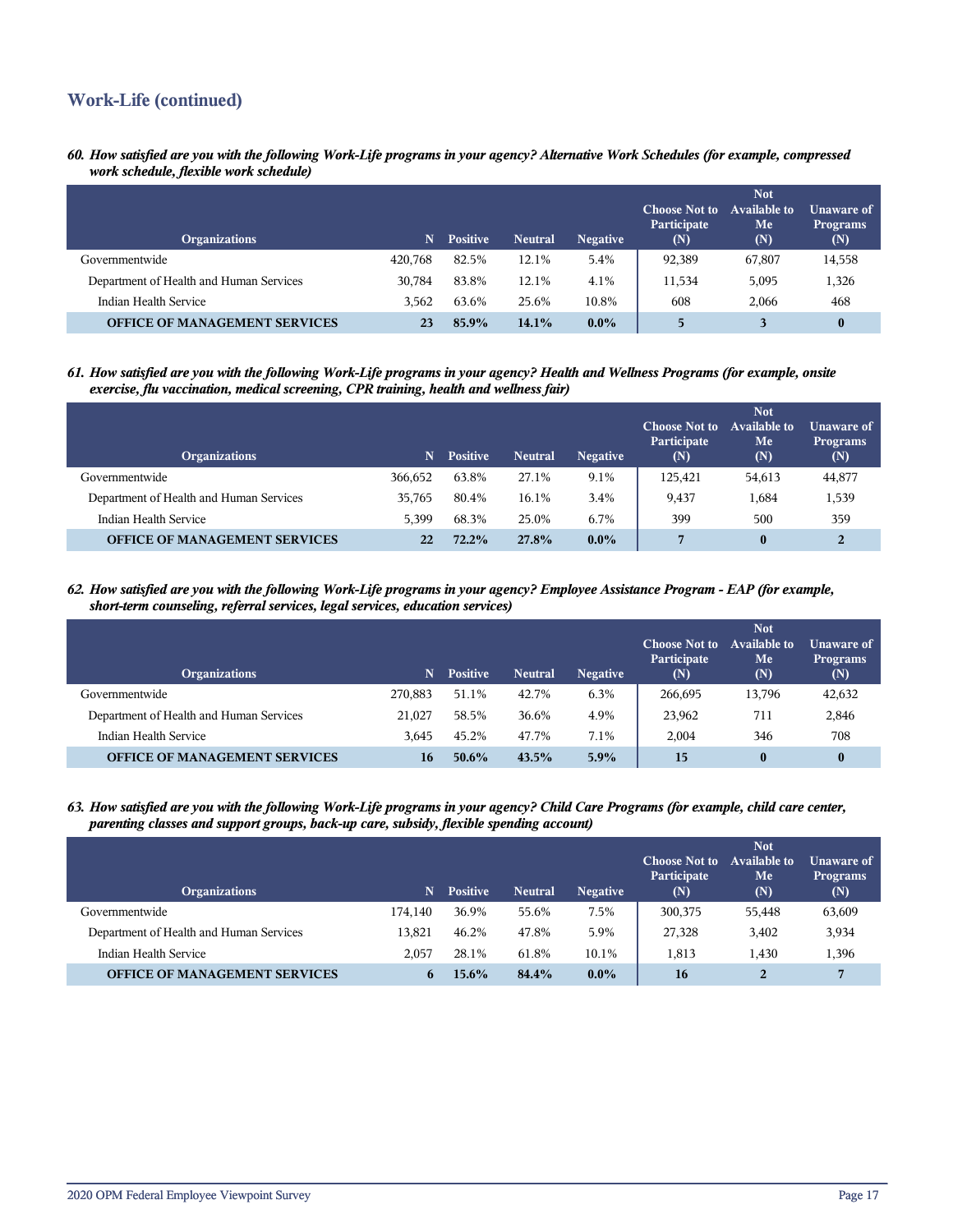## Work-Life (continued)

*60. How satisfied are you with the following Work-Life programs in your agency? Alternative Work Schedules (for example, compressed work schedule, flexible work schedule)*

| Organizations | N | Positive | Neutral | Negative | Choose Not to Participate (N) | Not Available to Me (N) | Unaware of Programs (N) |
|---|---|---|---|---|---|---|---|
| Governmentwide | 420,768 | 82.5% | 12.1% | 5.4% | 92,389 | 67,807 | 14,558 |
| Department of Health and Human Services | 30,784 | 83.8% | 12.1% | 4.1% | 11,534 | 5,095 | 1,326 |
| Indian Health Service | 3,562 | 63.6% | 25.6% | 10.8% | 608 | 2,066 | 468 |
| **OFFICE OF MANAGEMENT SERVICES** | **23** | **85.9%** | **14.1%** | **0.0%** | **5** | **3** | **0** |

*61. How satisfied are you with the following Work-Life programs in your agency? Health and Wellness Programs (for example, onsite exercise, flu vaccination, medical screening, CPR training, health and wellness fair)*

| Organizations | N | Positive | Neutral | Negative | Choose Not to Participate (N) | Not Available to Me (N) | Unaware of Programs (N) |
|---|---|---|---|---|---|---|---|
| Governmentwide | 366,652 | 63.8% | 27.1% | 9.1% | 125,421 | 54,613 | 44,877 |
| Department of Health and Human Services | 35,765 | 80.4% | 16.1% | 3.4% | 9,437 | 1,684 | 1,539 |
| Indian Health Service | 5,399 | 68.3% | 25.0% | 6.7% | 399 | 500 | 359 |
| **OFFICE OF MANAGEMENT SERVICES** | **22** | **72.2%** | **27.8%** | **0.0%** | **7** | **0** | **2** |

*62. How satisfied are you with the following Work-Life programs in your agency? Employee Assistance Program - EAP (for example, short-term counseling, referral services, legal services, education services)*

| Organizations | N | Positive | Neutral | Negative | Choose Not to Participate (N) | Not Available to Me (N) | Unaware of Programs (N) |
|---|---|---|---|---|---|---|---|
| Governmentwide | 270,883 | 51.1% | 42.7% | 6.3% | 266,695 | 13,796 | 42,632 |
| Department of Health and Human Services | 21,027 | 58.5% | 36.6% | 4.9% | 23,962 | 711 | 2,846 |
| Indian Health Service | 3,645 | 45.2% | 47.7% | 7.1% | 2,004 | 346 | 708 |
| **OFFICE OF MANAGEMENT SERVICES** | **16** | **50.6%** | **43.5%** | **5.9%** | **15** | **0** | **0** |

*63. How satisfied are you with the following Work-Life programs in your agency? Child Care Programs (for example, child care center, parenting classes and support groups, back-up care, subsidy, flexible spending account)*

| Organizations | N | Positive | Neutral | Negative | Choose Not to Participate (N) | Not Available to Me (N) | Unaware of Programs (N) |
|---|---|---|---|---|---|---|---|
| Governmentwide | 174,140 | 36.9% | 55.6% | 7.5% | 300,375 | 55,448 | 63,609 |
| Department of Health and Human Services | 13,821 | 46.2% | 47.8% | 5.9% | 27,328 | 3,402 | 3,934 |
| Indian Health Service | 2,057 | 28.1% | 61.8% | 10.1% | 1,813 | 1,430 | 1,396 |
| **OFFICE OF MANAGEMENT SERVICES** | **6** | **15.6%** | **84.4%** | **0.0%** | **16** | **2** | **7** |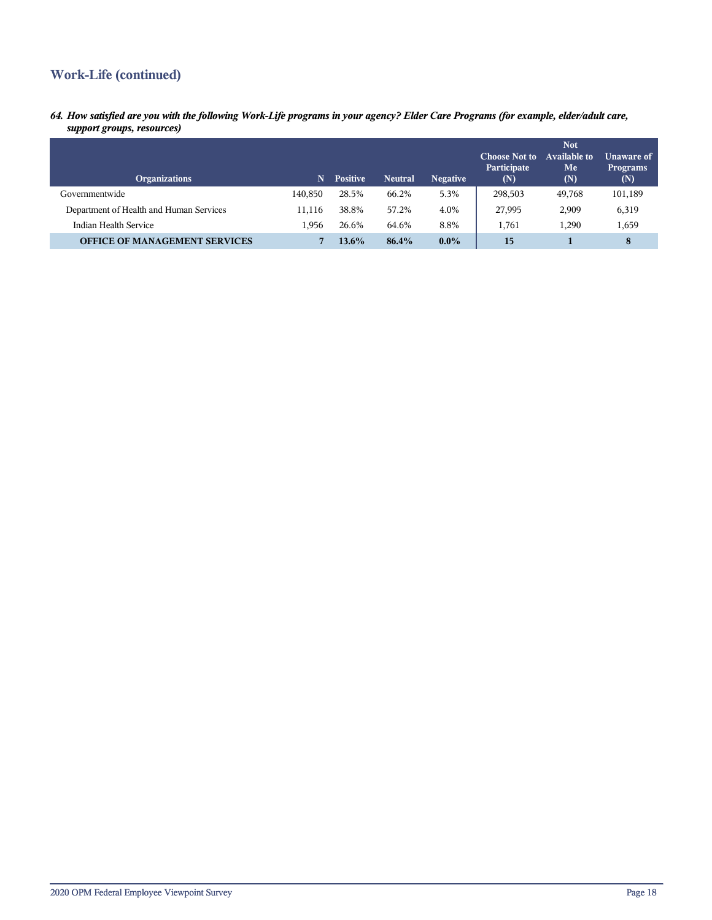## Work-Life (continued)

***64. How satisfied are you with the following Work-Life programs in your agency? Elder Care Programs (for example, elder/adult care, support groups, resources)***

| Organizations | N | Positive | Neutral | Negative | Choose Not to Participate (N) | Not Available to Me (N) | Unaware of Programs (N) |
|---|---|---|---|---|---|---|---|
| Governmentwide | 140,850 | 28.5% | 66.2% | 5.3% | 298,503 | 49,768 | 101,189 |
| Department of Health and Human Services | 11,116 | 38.8% | 57.2% | 4.0% | 27,995 | 2,909 | 6,319 |
| Indian Health Service | 1,956 | 26.6% | 64.6% | 8.8% | 1,761 | 1,290 | 1,659 |
| **OFFICE OF MANAGEMENT SERVICES** | **7** | **13.6%** | **86.4%** | **0.0%** | **15** | **1** | **8** |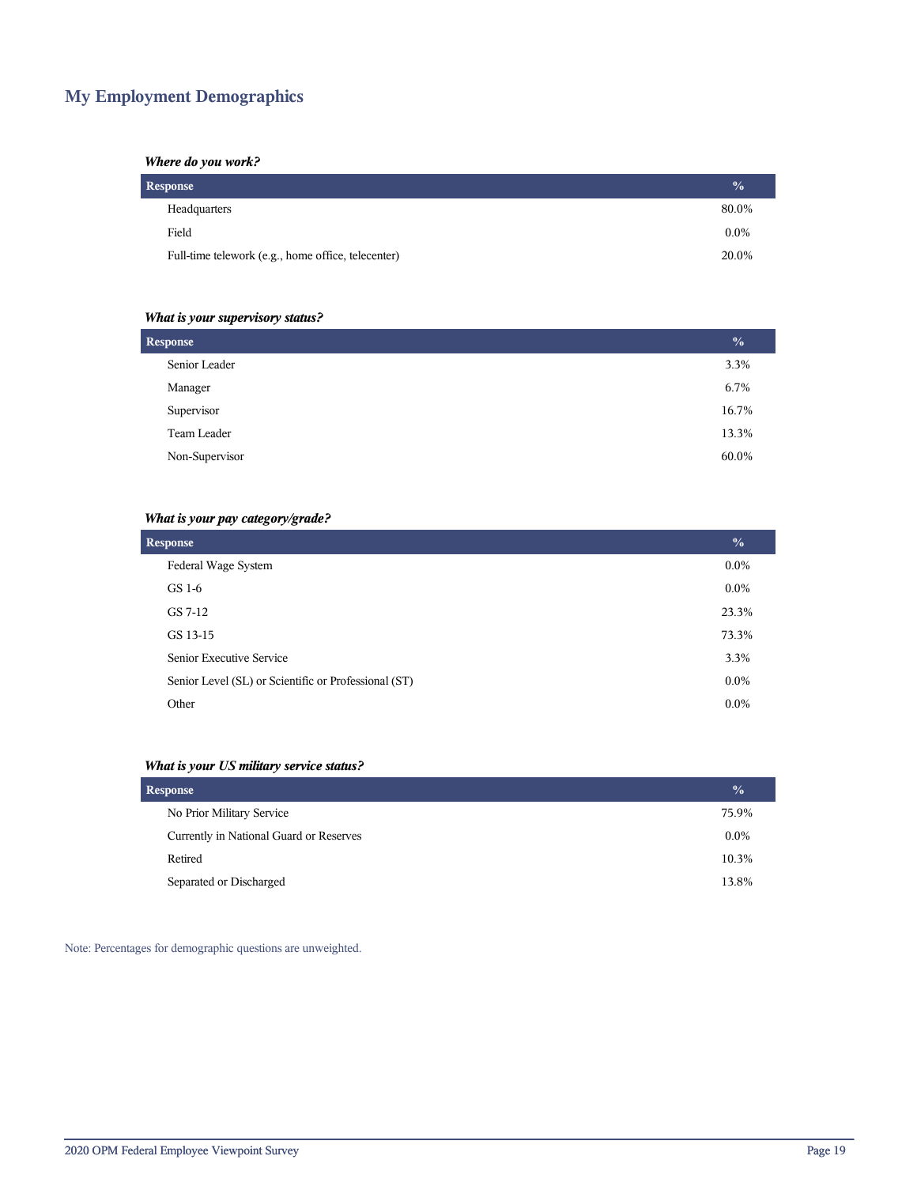## My Employment Demographics

***Where do you work?***

| Response | % |
|---|---|
| Headquarters | 80.0% |
| Field | 0.0% |
| Full-time telework (e.g., home office, telecenter) | 20.0% |

***What is your supervisory status?***

| Response | % |
|---|---|
| Senior Leader | 3.3% |
| Manager | 6.7% |
| Supervisor | 16.7% |
| Team Leader | 13.3% |
| Non-Supervisor | 60.0% |

***What is your pay category/grade?***

| Response | % |
|---|---|
| Federal Wage System | 0.0% |
| GS 1-6 | 0.0% |
| GS 7-12 | 23.3% |
| GS 13-15 | 73.3% |
| Senior Executive Service | 3.3% |
| Senior Level (SL) or Scientific or Professional (ST) | 0.0% |
| Other | 0.0% |

***What is your US military service status?***

| Response | % |
|---|---|
| No Prior Military Service | 75.9% |
| Currently in National Guard or Reserves | 0.0% |
| Retired | 10.3% |
| Separated or Discharged | 13.8% |

Note: Percentages for demographic questions are unweighted.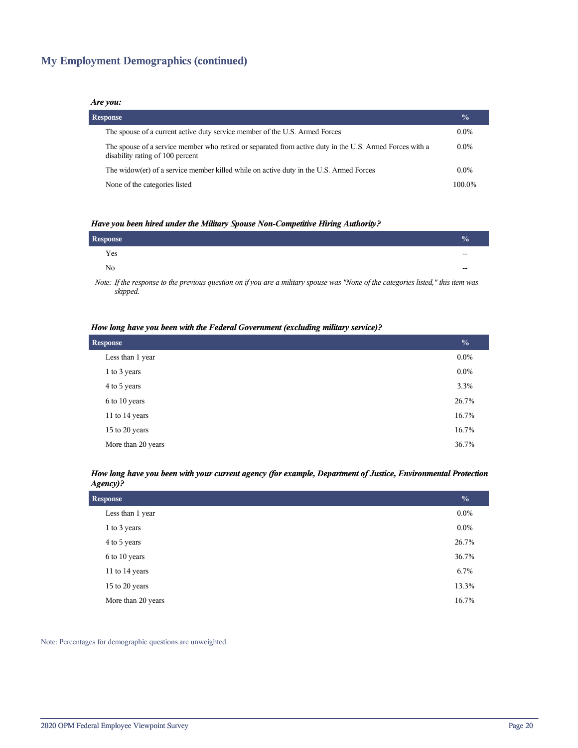## My Employment Demographics (continued)

***Are you:***

| Response | % |
|---|---|
| The spouse of a current active duty service member of the U.S. Armed Forces | 0.0% |
| The spouse of a service member who retired or separated from active duty in the U.S. Armed Forces with a disability rating of 100 percent | 0.0% |
| The widow(er) of a service member killed while on active duty in the U.S. Armed Forces | 0.0% |
| None of the categories listed | 100.0% |

***Have you been hired under the Military Spouse Non-Competitive Hiring Authority?***

| Response | % |
|---|---|
| Yes | -- |
| No | -- |

*Note: If the response to the previous question on if you are a military spouse was "None of the categories listed," this item was skipped.*

***How long have you been with the Federal Government (excluding military service)?***

| Response | % |
|---|---|
| Less than 1 year | 0.0% |
| 1 to 3 years | 0.0% |
| 4 to 5 years | 3.3% |
| 6 to 10 years | 26.7% |
| 11 to 14 years | 16.7% |
| 15 to 20 years | 16.7% |
| More than 20 years | 36.7% |

***How long have you been with your current agency (for example, Department of Justice, Environmental Protection Agency)?***

| Response | % |
|---|---|
| Less than 1 year | 0.0% |
| 1 to 3 years | 0.0% |
| 4 to 5 years | 26.7% |
| 6 to 10 years | 36.7% |
| 11 to 14 years | 6.7% |
| 15 to 20 years | 13.3% |
| More than 20 years | 16.7% |

Note: Percentages for demographic questions are unweighted.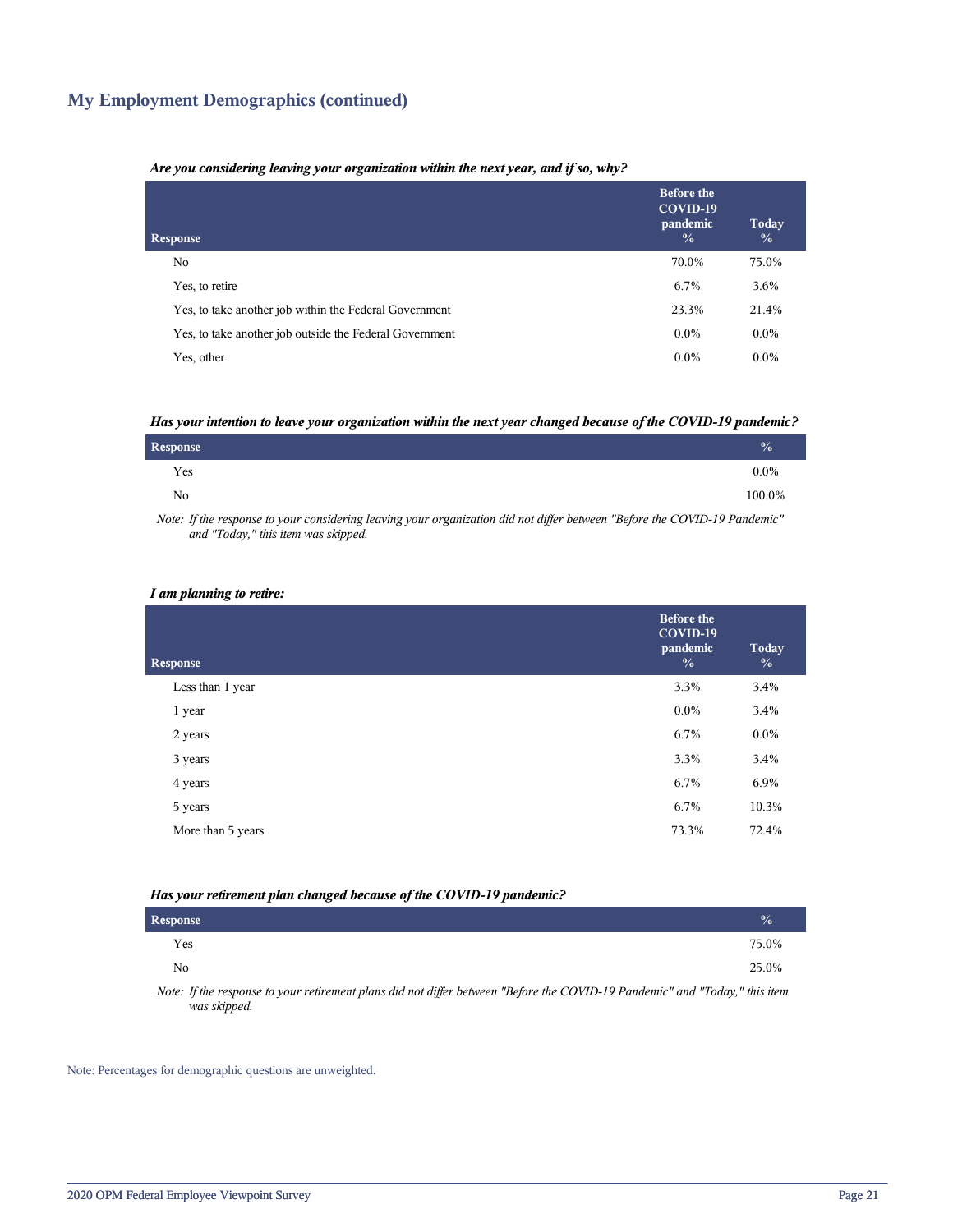## My Employment Demographics (continued)

***Are you considering leaving your organization within the next year, and if so, why?***

| Response | Before the COVID-19 pandemic % | Today % |
|---|---|---|
| No | 70.0% | 75.0% |
| Yes, to retire | 6.7% | 3.6% |
| Yes, to take another job within the Federal Government | 23.3% | 21.4% |
| Yes, to take another job outside the Federal Government | 0.0% | 0.0% |
| Yes, other | 0.0% | 0.0% |

***Has your intention to leave your organization within the next year changed because of the COVID-19 pandemic?***

| Response | % |
|---|---|
| Yes | 0.0% |
| No | 100.0% |

*Note: If the response to your considering leaving your organization did not differ between "Before the COVID-19 Pandemic" and "Today," this item was skipped.*

***I am planning to retire:***

| Response | Before the COVID-19 pandemic % | Today % |
|---|---|---|
| Less than 1 year | 3.3% | 3.4% |
| 1 year | 0.0% | 3.4% |
| 2 years | 6.7% | 0.0% |
| 3 years | 3.3% | 3.4% |
| 4 years | 6.7% | 6.9% |
| 5 years | 6.7% | 10.3% |
| More than 5 years | 73.3% | 72.4% |

***Has your retirement plan changed because of the COVID-19 pandemic?***

| Response | % |
|---|---|
| Yes | 75.0% |
| No | 25.0% |

*Note: If the response to your retirement plans did not differ between "Before the COVID-19 Pandemic" and "Today," this item was skipped.*

Note: Percentages for demographic questions are unweighted.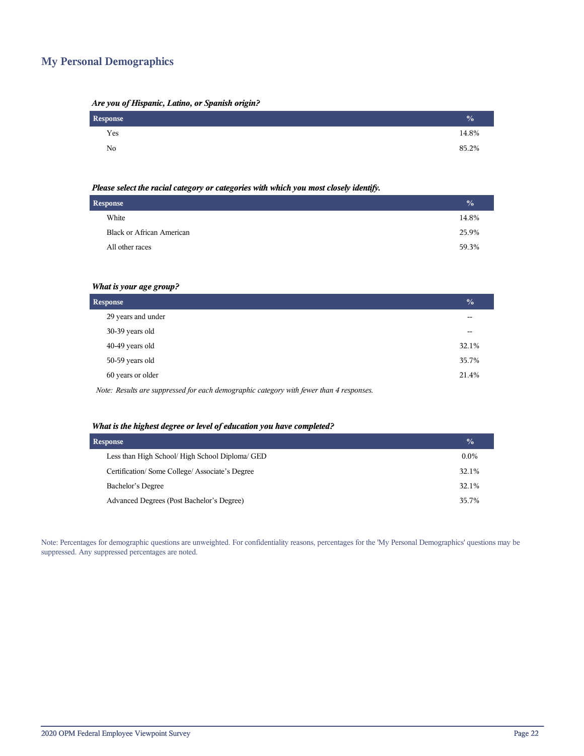## My Personal Demographics

***Are you of Hispanic, Latino, or Spanish origin?***

| Response | % |
|---|---|
| Yes | 14.8% |
| No | 85.2% |

***Please select the racial category or categories with which you most closely identify.***

| Response | % |
|---|---|
| White | 14.8% |
| Black or African American | 25.9% |
| All other races | 59.3% |

***What is your age group?***

| Response | % |
|---|---|
| 29 years and under | -- |
| 30-39 years old | -- |
| 40-49 years old | 32.1% |
| 50-59 years old | 35.7% |
| 60 years or older | 21.4% |

*Note: Results are suppressed for each demographic category with fewer than 4 responses.*

***What is the highest degree or level of education you have completed?***

| Response | % |
|---|---|
| Less than High School/ High School Diploma/ GED | 0.0% |
| Certification/ Some College/ Associate's Degree | 32.1% |
| Bachelor's Degree | 32.1% |
| Advanced Degrees (Post Bachelor's Degree) | 35.7% |

Note: Percentages for demographic questions are unweighted. For confidentiality reasons, percentages for the 'My Personal Demographics' questions may be suppressed. Any suppressed percentages are noted.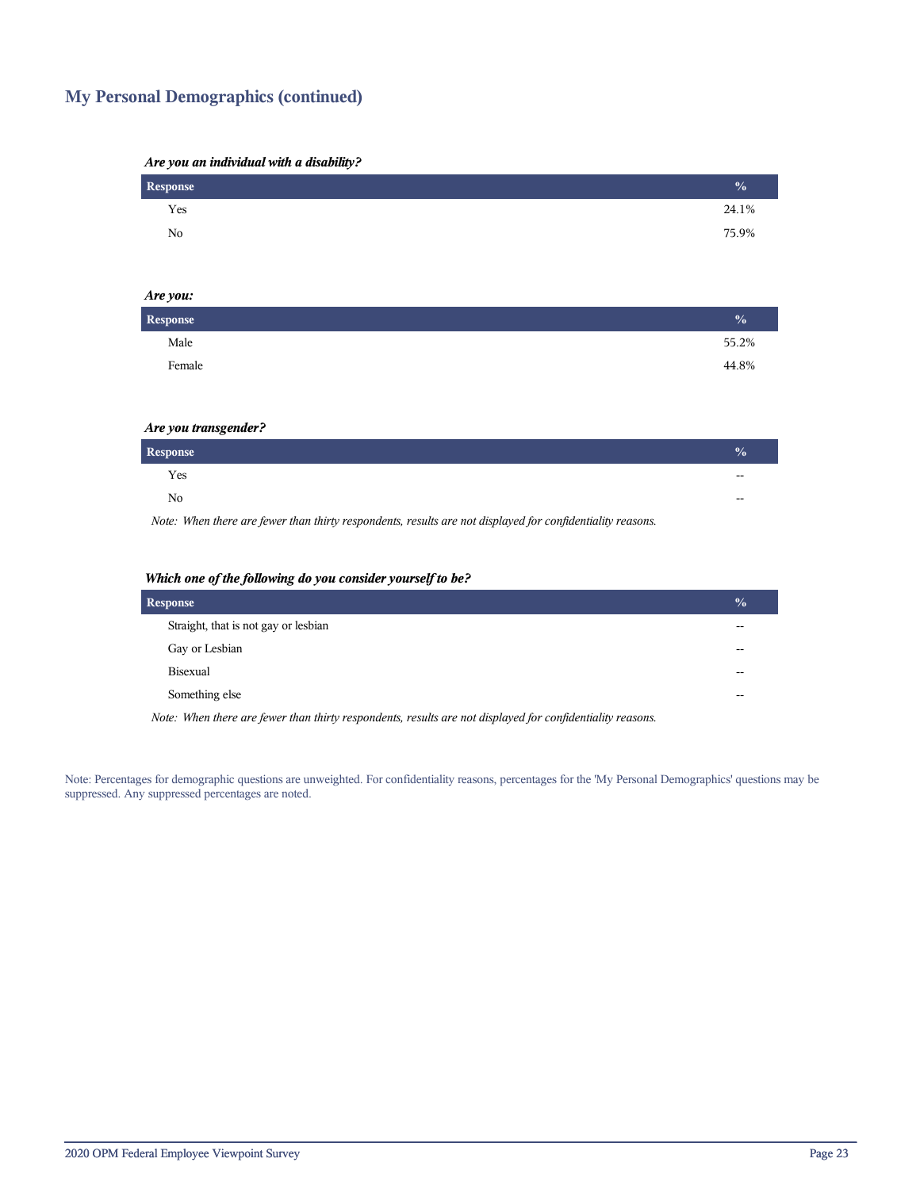## My Personal Demographics (continued)

***Are you an individual with a disability?***

| Response | % |
|---|---|
| Yes | 24.1% |
| No | 75.9% |

***Are you:***

| Response | % |
|---|---|
| Male | 55.2% |
| Female | 44.8% |

***Are you transgender?***

| Response | % |
|---|---|
| Yes | -- |
| No | -- |

*Note: When there are fewer than thirty respondents, results are not displayed for confidentiality reasons.*

***Which one of the following do you consider yourself to be?***

| Response | % |
|---|---|
| Straight, that is not gay or lesbian | -- |
| Gay or Lesbian | -- |
| Bisexual | -- |
| Something else | -- |

*Note: When there are fewer than thirty respondents, results are not displayed for confidentiality reasons.*

Note: Percentages for demographic questions are unweighted. For confidentiality reasons, percentages for the 'My Personal Demographics' questions may be suppressed. Any suppressed percentages are noted.